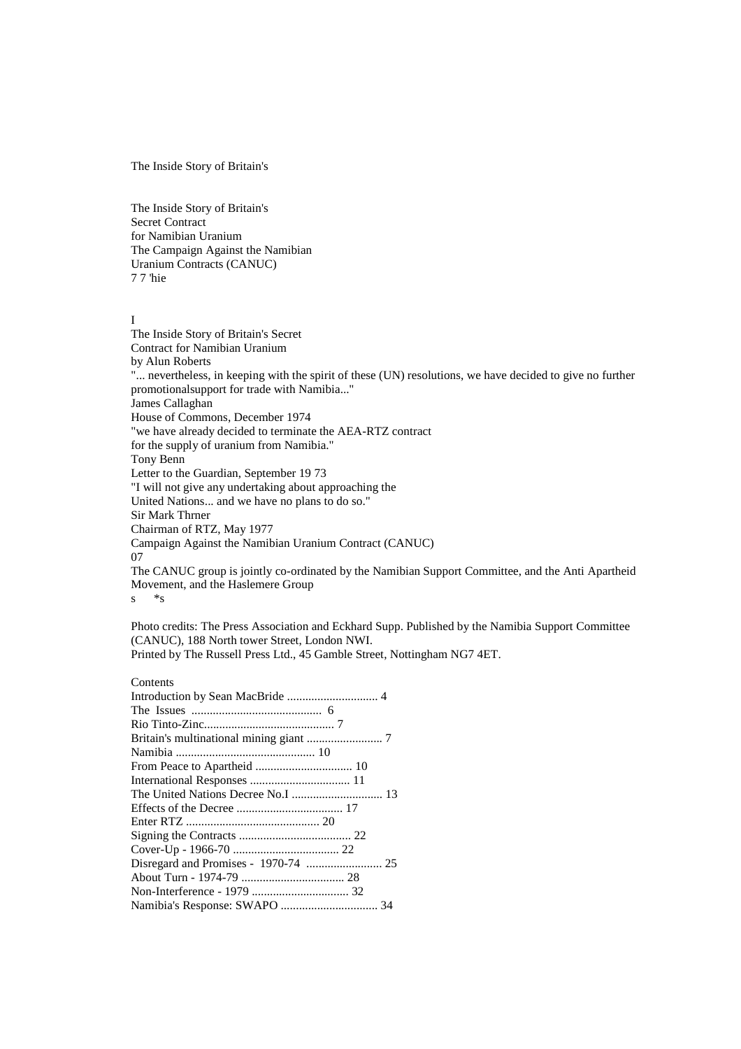The Inside Story of Britain's

# The Inside Story of Britain's Secret Contract for Namibian Uranium

The Campaign Against the Namibian Uranium Contracts (CANUC)

7 7 'hie

I

## The Inside Story of Britain's Secret Contract for Namibian Uranium

by Alun Roberts

"... nevertheless, in keeping with the spirit of these (UN) resolutions, we have decided to give no further promotionalsupport for trade with Namibia..."

James Callaghan
House of Commons, December 1974

"we have already decided to terminate the AEA-RTZ contract for the supply of uranium from Namibia."

Tony Benn
Letter to the Guardian, September 19 73

"I will not give any undertaking about approaching the United Nations... and we have no plans to do so."

Sir Mark Thrner
Chairman of RTZ, May 1977

Campaign Against the Namibian Uranium Contract (CANUC)

07

The CANUC group is jointly co-ordinated by the Namibian Support Committee, and the Anti Apartheid Movement, and the Haslemere Group

s *s

Photo credits: The Press Association and Eckhard Supp. Published by the Namibia Support Committee (CANUC), 188 North tower Street, London NWI.
Printed by The Russell Press Ltd., 45 Gamble Street, Nottingham NG7 4ET.

## Contents

Introduction by Sean MacBride .............................. 4
The Issues ........................................... 6
Rio Tinto-Zinc........................................... 7
Britain's multinational mining giant ......................... 7
Namibia .............................................. 10
From Peace to Apartheid ................................ 10
International Responses ................................. 11
The United Nations Decree No.I .............................. 13
Effects of the Decree ................................... 17
Enter RTZ ............................................ 20
Signing the Contracts ..................................... 22
Cover-Up - 1966-70 ................................... 22
Disregard and Promises - 1970-74 ......................... 25
About Turn - 1974-79 .................................. 28
Non-Interference - 1979 ................................ 32
Namibia's Response: SWAPO ................................ 34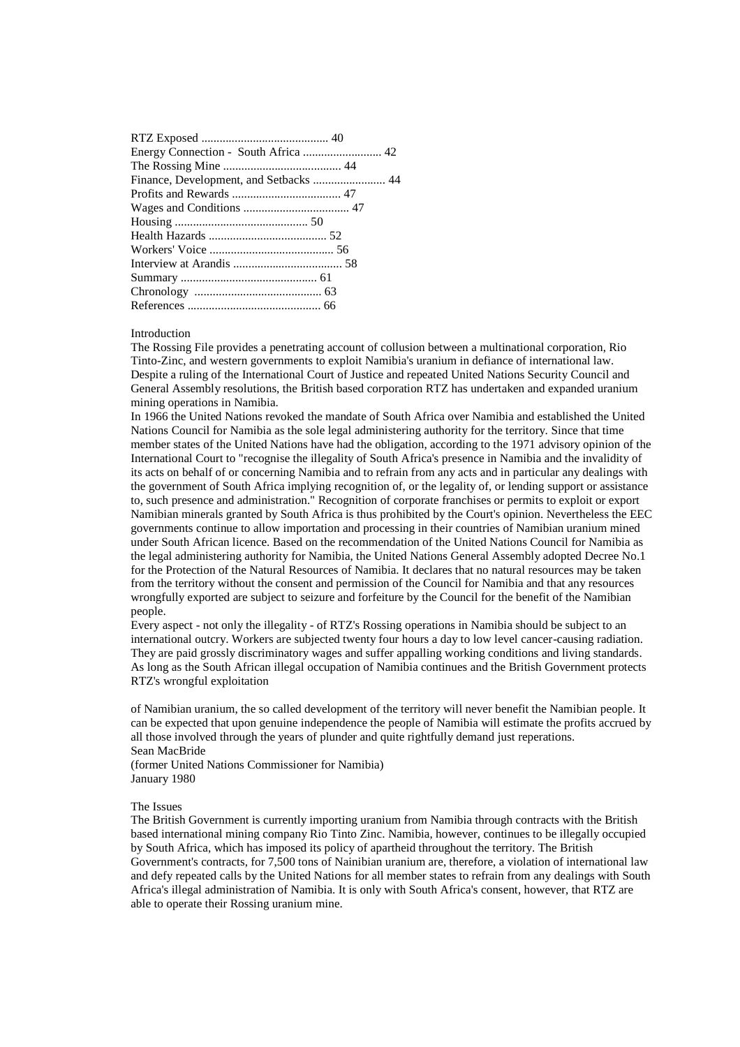RTZ Exposed .......................................... 40
Energy Connection - South Africa .......................... 42
The Rossing Mine ....................................... 44
Finance, Development, and Setbacks ........................ 44
Profits and Rewards .................................... 47
Wages and Conditions ................................... 47
Housing ............................................ 50
Health Hazards ....................................... 52
Workers' Voice ......................................... 56
Interview at Arandis .................................... 58
Summary ............................................ 61
Chronology .......................................... 63
References ............................................ 66

## Introduction

The Rossing File provides a penetrating account of collusion between a multinational corporation, Rio Tinto-Zinc, and western governments to exploit Namibia's uranium in defiance of international law. Despite a ruling of the International Court of Justice and repeated United Nations Security Council and General Assembly resolutions, the British based corporation RTZ has undertaken and expanded uranium mining operations in Namibia.

In 1966 the United Nations revoked the mandate of South Africa over Namibia and established the United Nations Council for Namibia as the sole legal administering authority for the territory. Since that time member states of the United Nations have had the obligation, according to the 1971 advisory opinion of the International Court to "recognise the illegality of South Africa's presence in Namibia and the invalidity of its acts on behalf of or concerning Namibia and to refrain from any acts and in particular any dealings with the government of South Africa implying recognition of, or the legality of, or lending support or assistance to, such presence and administration." Recognition of corporate franchises or permits to exploit or export Namibian minerals granted by South Africa is thus prohibited by the Court's opinion. Nevertheless the EEC governments continue to allow importation and processing in their countries of Namibian uranium mined under South African licence. Based on the recommendation of the United Nations Council for Namibia as the legal administering authority for Namibia, the United Nations General Assembly adopted Decree No.1 for the Protection of the Natural Resources of Namibia. It declares that no natural resources may be taken from the territory without the consent and permission of the Council for Namibia and that any resources wrongfully exported are subject to seizure and forfeiture by the Council for the benefit of the Namibian people.

Every aspect - not only the illegality - of RTZ's Rossing operations in Namibia should be subject to an international outcry. Workers are subjected twenty four hours a day to low level cancer-causing radiation. They are paid grossly discriminatory wages and suffer appalling working conditions and living standards. As long as the South African illegal occupation of Namibia continues and the British Government protects RTZ's wrongful exploitation of Namibian uranium, the so called development of the territory will never benefit the Namibian people. It can be expected that upon genuine independence the people of Namibia will estimate the profits accrued by all those involved through the years of plunder and quite rightfully demand just reperations.

Sean MacBride
(former United Nations Commissioner for Namibia)
January 1980

## The Issues

The British Government is currently importing uranium from Namibia through contracts with the British based international mining company Rio Tinto Zinc. Namibia, however, continues to be illegally occupied by South Africa, which has imposed its policy of apartheid throughout the territory. The British Government's contracts, for 7,500 tons of Nainibian uranium are, therefore, a violation of international law and defy repeated calls by the United Nations for all member states to refrain from any dealings with South Africa's illegal administration of Namibia. It is only with South Africa's consent, however, that RTZ are able to operate their Rossing uranium mine.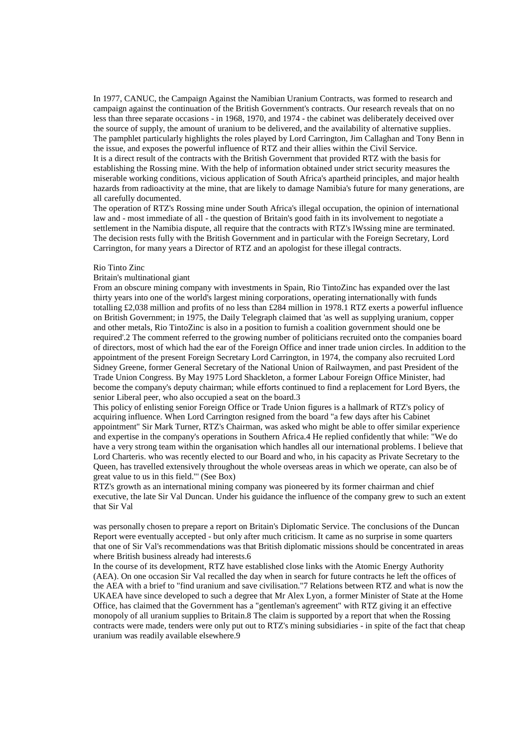In 1977, CANUC, the Campaign Against the Namibian Uranium Contracts, was formed to research and campaign against the continuation of the British Government's contracts. Our research reveals that on no less than three separate occasions - in 1968, 1970, and 1974 - the cabinet was deliberately deceived over the source of supply, the amount of uranium to be delivered, and the availability of alternative supplies. The pamphlet particularly highlights the roles played by Lord Carrington, Jim Callaghan and Tony Benn in the issue, and exposes the powerful influence of RTZ and their allies within the Civil Service.

It is a direct result of the contracts with the British Government that provided RTZ with the basis for establishing the Rossing mine. With the help of information obtained under strict security measures the miserable working conditions, vicious application of South Africa's apartheid principles, and major health hazards from radioactivity at the mine, that are likely to damage Namibia's future for many generations, are all carefully documented.

The operation of RTZ's Rossing mine under South Africa's illegal occupation, the opinion of international law and - most immediate of all - the question of Britain's good faith in its involvement to negotiate a settlement in the Namibia dispute, all require that the contracts with RTZ's lWssing mine are terminated. The decision rests fully with the British Government and in particular with the Foreign Secretary, Lord Carrington, for many years a Director of RTZ and an apologist for these illegal contracts.

## Rio Tinto Zinc

### Britain's multinational giant

From an obscure mining company with investments in Spain, Rio TintoZinc has expanded over the last thirty years into one of the world's largest mining corporations, operating internationally with funds totalling £2,038 million and profits of no less than £284 million in 1978.1 RTZ exerts a powerful influence on British Government; in 1975, the Daily Telegraph claimed that 'as well as supplying uranium, copper and other metals, Rio TintoZinc is also in a position to furnish a coalition government should one be required'.2 The comment referred to the growing number of politicians recruited onto the companies board of directors, most of which had the ear of the Foreign Office and inner trade union circles. In addition to the appointment of the present Foreign Secretary Lord Carrington, in 1974, the company also recruited Lord Sidney Greene, former General Secretary of the National Union of Railwaymen, and past President of the Trade Union Congress. By May 1975 Lord Shackleton, a former Labour Foreign Office Minister, had become the company's deputy chairman; while efforts continued to find a replacement for Lord Byers, the senior Liberal peer, who also occupied a seat on the board.3

This policy of enlisting senior Foreign Office or Trade Union figures is a hallmark of RTZ's policy of acquiring influence. When Lord Carrington resigned from the board "a few days after his Cabinet appointment" Sir Mark Turner, RTZ's Chairman, was asked who might be able to offer similar experience and expertise in the company's operations in Southern Africa.4 He replied confidently that while: "We do have a very strong team within the organisation which handles all our international problems. I believe that Lord Charteris. who was recently elected to our Board and who, in his capacity as Private Secretary to the Queen, has travelled extensively throughout the whole overseas areas in which we operate, can also be of great value to us in this field."' (See Box)

RTZ's growth as an international mining company was pioneered by its former chairman and chief executive, the late Sir Val Duncan. Under his guidance the influence of the company grew to such an extent that Sir Val was personally chosen to prepare a report on Britain's Diplomatic Service. The conclusions of the Duncan Report were eventually accepted - but only after much criticism. It came as no surprise in some quarters that one of Sir Val's recommendations was that British diplomatic missions should be concentrated in areas where British business already had interests.6

In the course of its development, RTZ have established close links with the Atomic Energy Authority (AEA). On one occasion Sir Val recalled the day when in search for future contracts he left the offices of the AEA with a brief to "find uranium and save civilisation."7 Relations between RTZ and what is now the UKAEA have since developed to such a degree that Mr Alex Lyon, a former Minister of State at the Home Office, has claimed that the Government has a "gentleman's agreement" with RTZ giving it an effective monopoly of all uranium supplies to Britain.8 The claim is supported by a report that when the Rossing contracts were made, tenders were only put out to RTZ's mining subsidiaries - in spite of the fact that cheap uranium was readily available elsewhere.9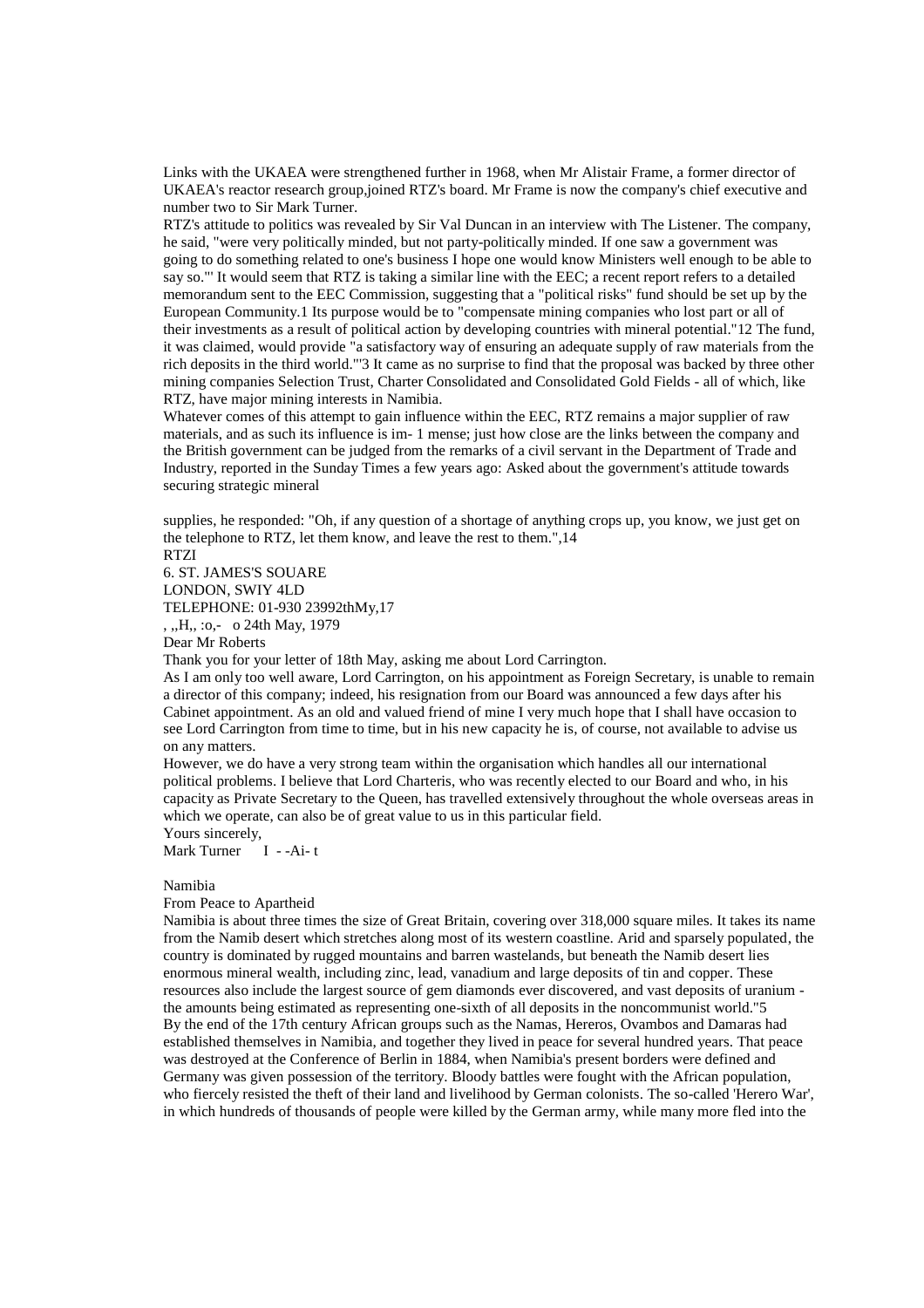Links with the UKAEA were strengthened further in 1968, when Mr Alistair Frame, a former director of UKAEA's reactor research group,joined RTZ's board. Mr Frame is now the company's chief executive and number two to Sir Mark Turner.

RTZ's attitude to politics was revealed by Sir Val Duncan in an interview with The Listener. The company, he said, "were very politically minded, but not party-politically minded. If one saw a government was going to do something related to one's business I hope one would know Ministers well enough to be able to say so."' It would seem that RTZ is taking a similar line with the EEC; a recent report refers to a detailed memorandum sent to the EEC Commission, suggesting that a "political risks" fund should be set up by the European Community.1 Its purpose would be to "compensate mining companies who lost part or all of their investments as a result of political action by developing countries with mineral potential."12 The fund, it was claimed, would provide "a satisfactory way of ensuring an adequate supply of raw materials from the rich deposits in the third world."'3 It came as no surprise to find that the proposal was backed by three other mining companies Selection Trust, Charter Consolidated and Consolidated Gold Fields - all of which, like RTZ, have major mining interests in Namibia.

Whatever comes of this attempt to gain influence within the EEC, RTZ remains a major supplier of raw materials, and as such its influence is im- 1 mense; just how close are the links between the company and the British government can be judged from the remarks of a civil servant in the Department of Trade and Industry, reported in the Sunday Times a few years ago: Asked about the government's attitude towards securing strategic mineral

supplies, he responded: "Oh, if any question of a shortage of anything crops up, you know, we just get on the telephone to RTZ, let them know, and leave the rest to them.",14

RTZI
6. ST. JAMES'S SOUARE
LONDON, SWIY 4LD
TELEPHONE: 01-930 23992thMy,17
, ,,H,, :o,- o 24th May, 1979

Dear Mr Roberts

Thank you for your letter of 18th May, asking me about Lord Carrington.

As I am only too well aware, Lord Carrington, on his appointment as Foreign Secretary, is unable to remain a director of this company; indeed, his resignation from our Board was announced a few days after his Cabinet appointment. As an old and valued friend of mine I very much hope that I shall have occasion to see Lord Carrington from time to time, but in his new capacity he is, of course, not available to advise us on any matters.

However, we do have a very strong team within the organisation which handles all our international political problems. I believe that Lord Charteris, who was recently elected to our Board and who, in his capacity as Private Secretary to the Queen, has travelled extensively throughout the whole overseas areas in which we operate, can also be of great value to us in this particular field.

Yours sincerely,
Mark Turner I - -Ai- t

# Namibia

## From Peace to Apartheid

Namibia is about three times the size of Great Britain, covering over 318,000 square miles. It takes its name from the Namib desert which stretches along most of its western coastline. Arid and sparsely populated, the country is dominated by rugged mountains and barren wastelands, but beneath the Namib desert lies enormous mineral wealth, including zinc, lead, vanadium and large deposits of tin and copper. These resources also include the largest source of gem diamonds ever discovered, and vast deposits of uranium - the amounts being estimated as representing one-sixth of all deposits in the noncommunist world."5

By the end of the 17th century African groups such as the Namas, Hereros, Ovambos and Damaras had established themselves in Namibia, and together they lived in peace for several hundred years. That peace was destroyed at the Conference of Berlin in 1884, when Namibia's present borders were defined and Germany was given possession of the territory. Bloody battles were fought with the African population, who fiercely resisted the theft of their land and livelihood by German colonists. The so-called 'Herero War', in which hundreds of thousands of people were killed by the German army, while many more fled into the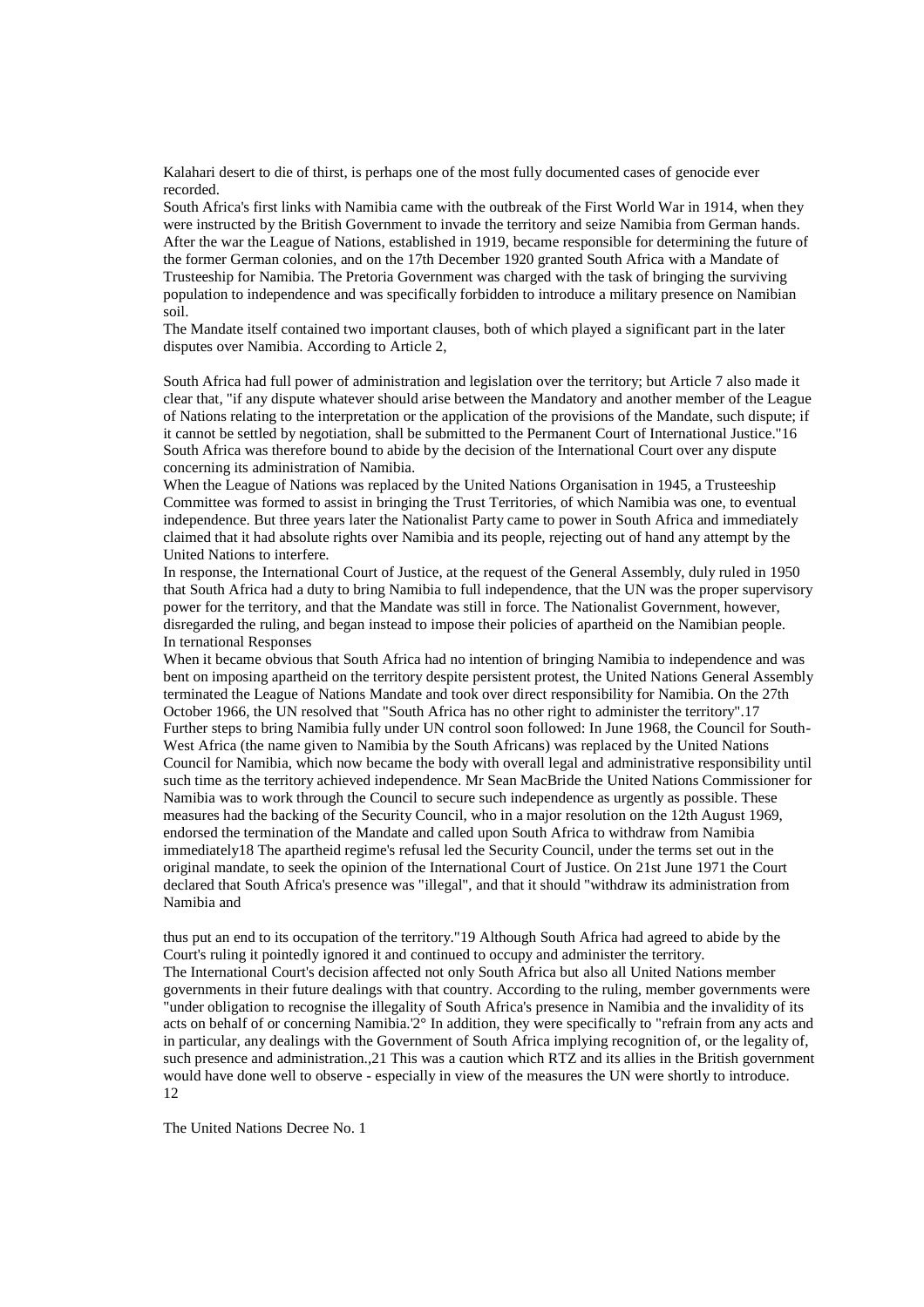Kalahari desert to die of thirst, is perhaps one of the most fully documented cases of genocide ever recorded.

South Africa's first links with Namibia came with the outbreak of the First World War in 1914, when they were instructed by the British Government to invade the territory and seize Namibia from German hands. After the war the League of Nations, established in 1919, became responsible for determining the future of the former German colonies, and on the 17th December 1920 granted South Africa with a Mandate of Trusteeship for Namibia. The Pretoria Government was charged with the task of bringing the surviving population to independence and was specifically forbidden to introduce a military presence on Namibian soil.

The Mandate itself contained two important clauses, both of which played a significant part in the later disputes over Namibia. According to Article 2,

South Africa had full power of administration and legislation over the territory; but Article 7 also made it clear that, "if any dispute whatever should arise between the Mandatory and another member of the League of Nations relating to the interpretation or the application of the provisions of the Mandate, such dispute; if it cannot be settled by negotiation, shall be submitted to the Permanent Court of International Justice."16 South Africa was therefore bound to abide by the decision of the International Court over any dispute concerning its administration of Namibia.

When the League of Nations was replaced by the United Nations Organisation in 1945, a Trusteeship Committee was formed to assist in bringing the Trust Territories, of which Namibia was one, to eventual independence. But three years later the Nationalist Party came to power in South Africa and immediately claimed that it had absolute rights over Namibia and its people, rejecting out of hand any attempt by the United Nations to interfere.

In response, the International Court of Justice, at the request of the General Assembly, duly ruled in 1950 that South Africa had a duty to bring Namibia to full independence, that the UN was the proper supervisory power for the territory, and that the Mandate was still in force. The Nationalist Government, however, disregarded the ruling, and began instead to impose their policies of apartheid on the Namibian people.

## In ternational Responses

When it became obvious that South Africa had no intention of bringing Namibia to independence and was bent on imposing apartheid on the territory despite persistent protest, the United Nations General Assembly terminated the League of Nations Mandate and took over direct responsibility for Namibia. On the 27th October 1966, the UN resolved that "South Africa has no other right to administer the territory".17

Further steps to bring Namibia fully under UN control soon followed: In June 1968, the Council for South-West Africa (the name given to Namibia by the South Africans) was replaced by the United Nations Council for Namibia, which now became the body with overall legal and administrative responsibility until such time as the territory achieved independence. Mr Sean MacBride the United Nations Commissioner for Namibia was to work through the Council to secure such independence as urgently as possible. These measures had the backing of the Security Council, who in a major resolution on the 12th August 1969, endorsed the termination of the Mandate and called upon South Africa to withdraw from Namibia immediately18 The apartheid regime's refusal led the Security Council, under the terms set out in the original mandate, to seek the opinion of the International Court of Justice. On 21st June 1971 the Court declared that South Africa's presence was "illegal", and that it should "withdraw its administration from Namibia and

thus put an end to its occupation of the territory."19 Although South Africa had agreed to abide by the Court's ruling it pointedly ignored it and continued to occupy and administer the territory.

The International Court's decision affected not only South Africa but also all United Nations member governments in their future dealings with that country. According to the ruling, member governments were "under obligation to recognise the illegality of South Africa's presence in Namibia and the invalidity of its acts on behalf of or concerning Namibia.'2° In addition, they were specifically to "refrain from any acts and in particular, any dealings with the Government of South Africa implying recognition of, or the legality of, such presence and administration.,21 This was a caution which RTZ and its allies in the British government would have done well to observe - especially in view of the measures the UN were shortly to introduce.

## The United Nations Decree No. 1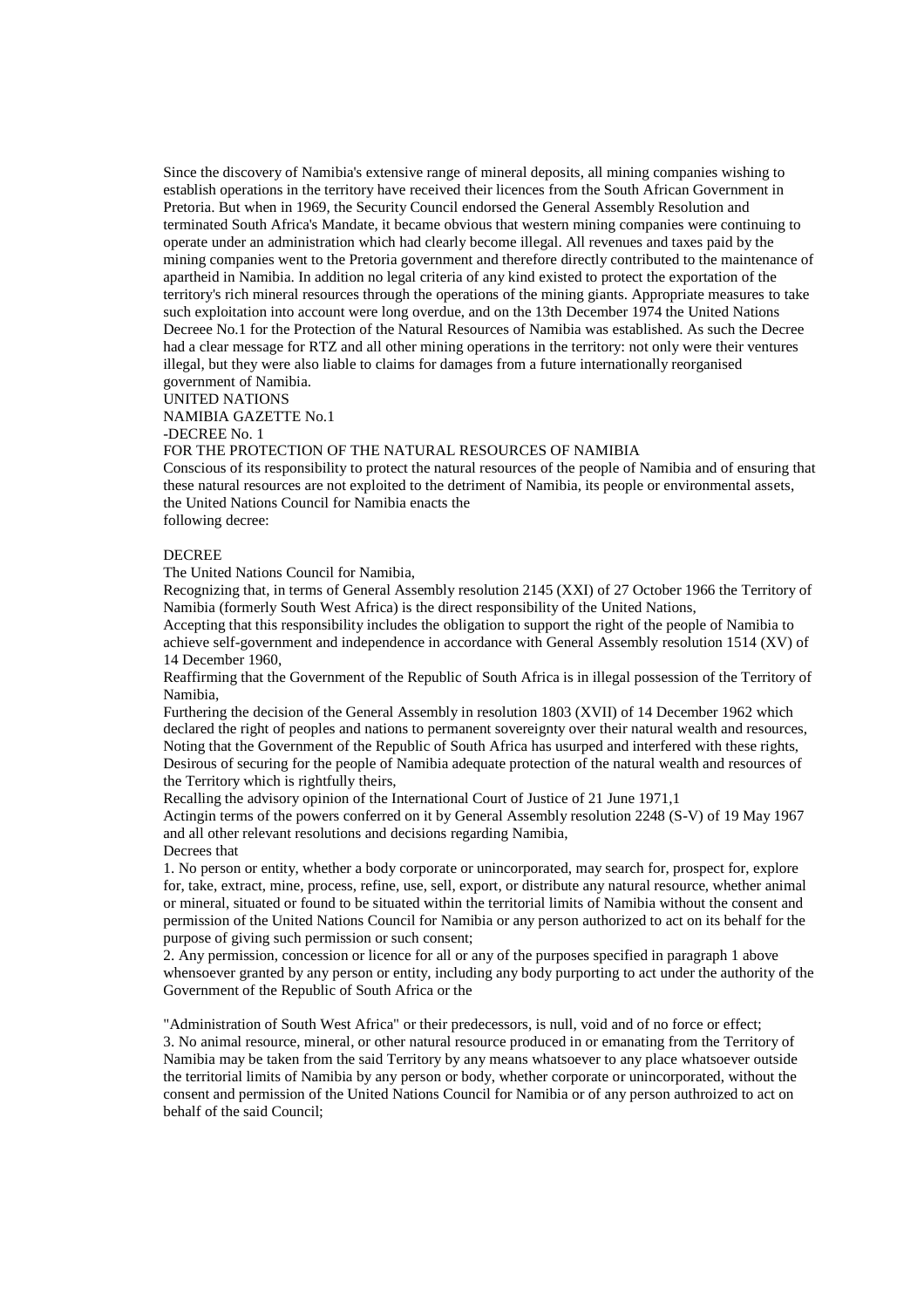Since the discovery of Namibia's extensive range of mineral deposits, all mining companies wishing to establish operations in the territory have received their licences from the South African Government in Pretoria. But when in 1969, the Security Council endorsed the General Assembly Resolution and terminated South Africa's Mandate, it became obvious that western mining companies were continuing to operate under an administration which had clearly become illegal. All revenues and taxes paid by the mining companies went to the Pretoria government and therefore directly contributed to the maintenance of apartheid in Namibia. In addition no legal criteria of any kind existed to protect the exportation of the territory's rich mineral resources through the operations of the mining giants. Appropriate measures to take such exploitation into account were long overdue, and on the 13th December 1974 the United Nations Decreee No.1 for the Protection of the Natural Resources of Namibia was established. As such the Decree had a clear message for RTZ and all other mining operations in the territory: not only were their ventures illegal, but they were also liable to claims for damages from a future internationally reorganised government of Namibia.

UNITED NATIONS

NAMIBIA GAZETTE No.1

-DECREE No. 1

FOR THE PROTECTION OF THE NATURAL RESOURCES OF NAMIBIA

Conscious of its responsibility to protect the natural resources of the people of Namibia and of ensuring that these natural resources are not exploited to the detriment of Namibia, its people or environmental assets, the United Nations Council for Namibia enacts the following decree:

DECREE

The United Nations Council for Namibia,

Recognizing that, in terms of General Assembly resolution 2145 (XXI) of 27 October 1966 the Territory of Namibia (formerly South West Africa) is the direct responsibility of the United Nations,

Accepting that this responsibility includes the obligation to support the right of the people of Namibia to achieve self-government and independence in accordance with General Assembly resolution 1514 (XV) of 14 December 1960,

Reaffirming that the Government of the Republic of South Africa is in illegal possession of the Territory of Namibia,

Furthering the decision of the General Assembly in resolution 1803 (XVII) of 14 December 1962 which declared the right of peoples and nations to permanent sovereignty over their natural wealth and resources,

Noting that the Government of the Republic of South Africa has usurped and interfered with these rights,

Desirous of securing for the people of Namibia adequate protection of the natural wealth and resources of the Territory which is rightfully theirs,

Recalling the advisory opinion of the International Court of Justice of 21 June 1971,1

Actingin terms of the powers conferred on it by General Assembly resolution 2248 (S-V) of 19 May 1967 and all other relevant resolutions and decisions regarding Namibia,

Decrees that

1. No person or entity, whether a body corporate or unincorporated, may search for, prospect for, explore for, take, extract, mine, process, refine, use, sell, export, or distribute any natural resource, whether animal or mineral, situated or found to be situated within the territorial limits of Namibia without the consent and permission of the United Nations Council for Namibia or any person authorized to act on its behalf for the purpose of giving such permission or such consent;

2. Any permission, concession or licence for all or any of the purposes specified in paragraph 1 above whensoever granted by any person or entity, including any body purporting to act under the authority of the Government of the Republic of South Africa or the "Administration of South West Africa" or their predecessors, is null, void and of no force or effect;

3. No animal resource, mineral, or other natural resource produced in or emanating from the Territory of Namibia may be taken from the said Territory by any means whatsoever to any place whatsoever outside the territorial limits of Namibia by any person or body, whether corporate or unincorporated, without the consent and permission of the United Nations Council for Namibia or of any person authroized to act on behalf of the said Council;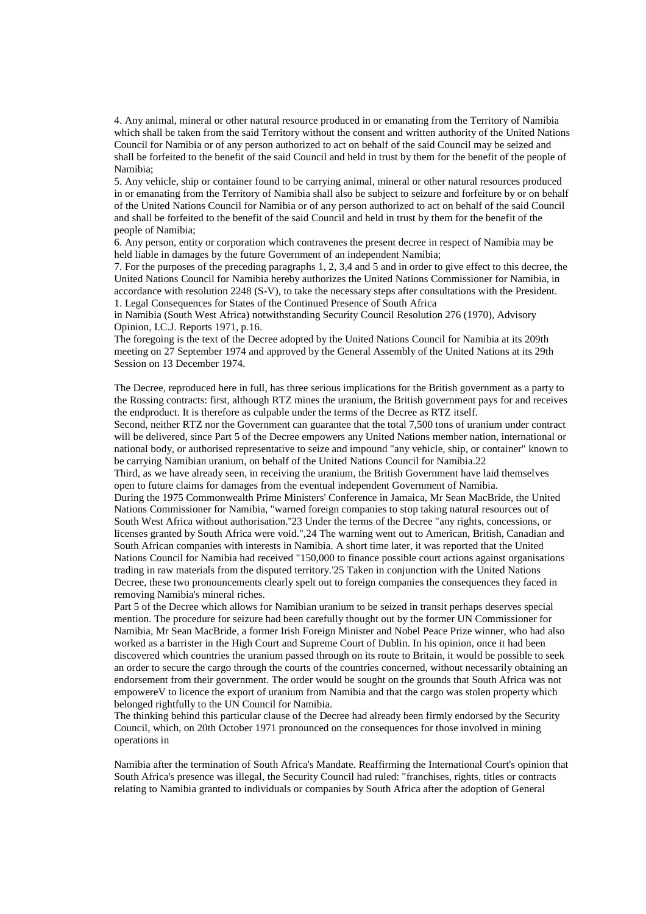4. Any animal, mineral or other natural resource produced in or emanating from the Territory of Namibia which shall be taken from the said Territory without the consent and written authority of the United Nations Council for Namibia or of any person authorized to act on behalf of the said Council may be seized and shall be forfeited to the benefit of the said Council and held in trust by them for the benefit of the people of Namibia;

5. Any vehicle, ship or container found to be carrying animal, mineral or other natural resources produced in or emanating from the Territory of Namibia shall also be subject to seizure and forfeiture by or on behalf of the United Nations Council for Namibia or of any person authorized to act on behalf of the said Council and shall be forfeited to the benefit of the said Council and held in trust by them for the benefit of the people of Namibia;

6. Any person, entity or corporation which contravenes the present decree in respect of Namibia may be held liable in damages by the future Government of an independent Namibia;

7. For the purposes of the preceding paragraphs 1, 2, 3,4 and 5 and in order to give effect to this decree, the United Nations Council for Namibia hereby authorizes the United Nations Commissioner for Namibia, in accordance with resolution 2248 (S-V), to take the necessary steps after consultations with the President.

1. Legal Consequences for States of the Continued Presence of South Africa in Namibia (South West Africa) notwithstanding Security Council Resolution 276 (1970), Advisory Opinion, I.C.J. Reports 1971, p.16.

The foregoing is the text of the Decree adopted by the United Nations Council for Namibia at its 209th meeting on 27 September 1974 and approved by the General Assembly of the United Nations at its 29th Session on 13 December 1974.

The Decree, reproduced here in full, has three serious implications for the British government as a party to the Rossing contracts: first, although RTZ mines the uranium, the British government pays for and receives the endproduct. It is therefore as culpable under the terms of the Decree as RTZ itself.

Second, neither RTZ nor the Government can guarantee that the total 7,500 tons of uranium under contract will be delivered, since Part 5 of the Decree empowers any United Nations member nation, international or national body, or authorised representative to seize and impound "any vehicle, ship, or container" known to be carrying Namibian uranium, on behalf of the United Nations Council for Namibia.22

Third, as we have already seen, in receiving the uranium, the British Government have laid themselves open to future claims for damages from the eventual independent Government of Namibia.

During the 1975 Commonwealth Prime Ministers' Conference in Jamaica, Mr Sean MacBride, the United Nations Commissioner for Namibia, "warned foreign companies to stop taking natural resources out of South West Africa without authorisation."23 Under the terms of the Decree "any rights, concessions, or licenses granted by South Africa were void.",24 The warning went out to American, British, Canadian and South African companies with interests in Namibia. A short time later, it was reported that the United Nations Council for Namibia had received "150,000 to finance possible court actions against organisations trading in raw materials from the disputed territory.'25 Taken in conjunction with the United Nations Decree, these two pronouncements clearly spelt out to foreign companies the consequences they faced in removing Namibia's mineral riches.

Part 5 of the Decree which allows for Namibian uranium to be seized in transit perhaps deserves special mention. The procedure for seizure had been carefully thought out by the former UN Commissioner for Namibia, Mr Sean MacBride, a former Irish Foreign Minister and Nobel Peace Prize winner, who had also worked as a barrister in the High Court and Supreme Court of Dublin. In his opinion, once it had been discovered which countries the uranium passed through on its route to Britain, it would be possible to seek an order to secure the cargo through the courts of the countries concerned, without necessarily obtaining an endorsement from their government. The order would be sought on the grounds that South Africa was not empowereV to licence the export of uranium from Namibia and that the cargo was stolen property which belonged rightfully to the UN Council for Namibia.

The thinking behind this particular clause of the Decree had already been firmly endorsed by the Security Council, which, on 20th October 1971 pronounced on the consequences for those involved in mining operations in

Namibia after the termination of South Africa's Mandate. Reaffirming the International Court's opinion that South Africa's presence was illegal, the Security Council had ruled: "franchises, rights, titles or contracts relating to Namibia granted to individuals or companies by South Africa after the adoption of General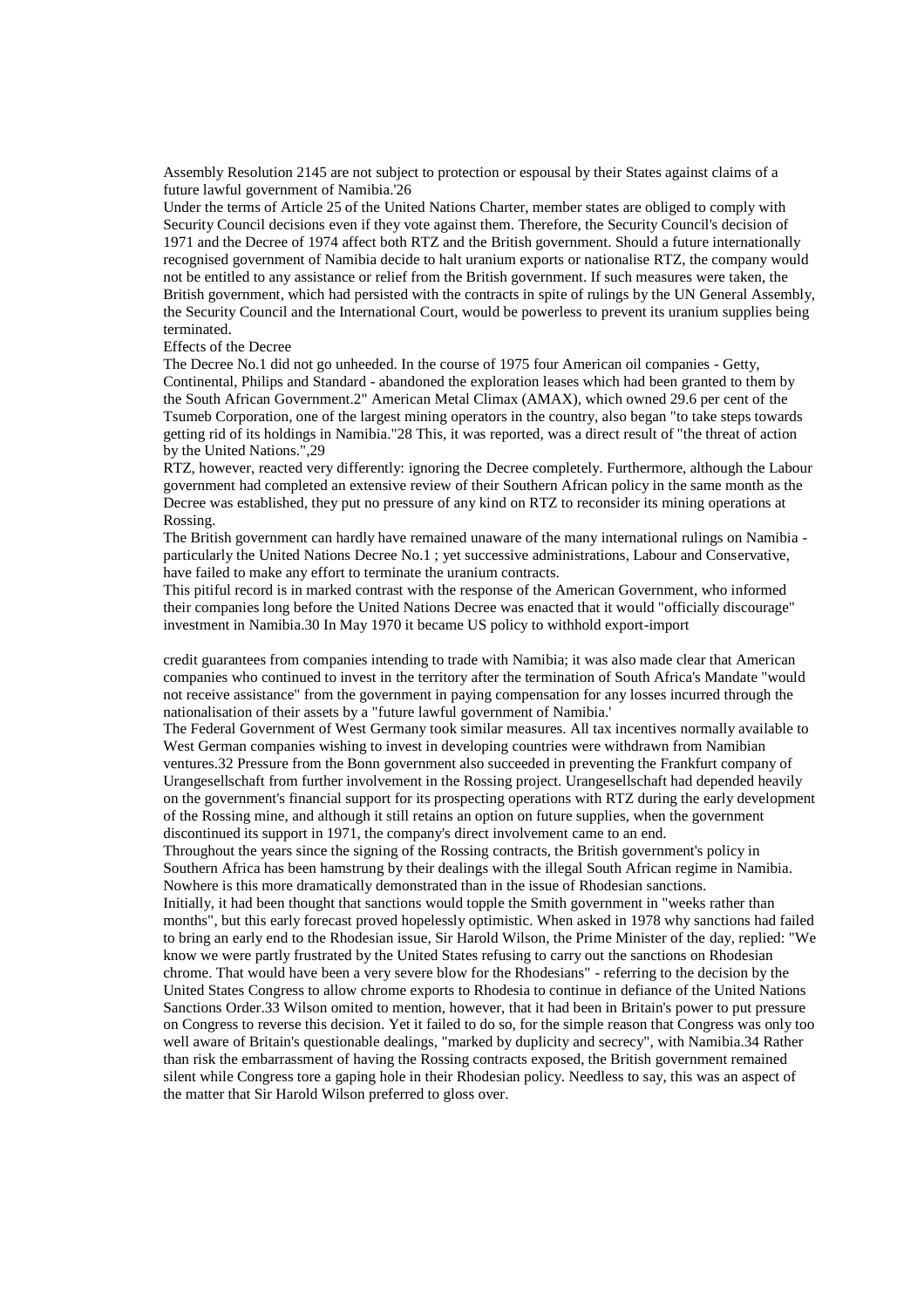Assembly Resolution 2145 are not subject to protection or espousal by their States against claims of a future lawful government of Namibia.'26

Under the terms of Article 25 of the United Nations Charter, member states are obliged to comply with Security Council decisions even if they vote against them. Therefore, the Security Council's decision of 1971 and the Decree of 1974 affect both RTZ and the British government. Should a future internationally recognised government of Namibia decide to halt uranium exports or nationalise RTZ, the company would not be entitled to any assistance or relief from the British government. If such measures were taken, the British government, which had persisted with the contracts in spite of rulings by the UN General Assembly, the Security Council and the International Court, would be powerless to prevent its uranium supplies being terminated.

## Effects of the Decree

The Decree No.1 did not go unheeded. In the course of 1975 four American oil companies - Getty, Continental, Philips and Standard - abandoned the exploration leases which had been granted to them by the South African Government.2" American Metal Climax (AMAX), which owned 29.6 per cent of the Tsumeb Corporation, one of the largest mining operators in the country, also began "to take steps towards getting rid of its holdings in Namibia."28 This, it was reported, was a direct result of "the threat of action by the United Nations.",29

RTZ, however, reacted very differently: ignoring the Decree completely. Furthermore, although the Labour government had completed an extensive review of their Southern African policy in the same month as the Decree was established, they put no pressure of any kind on RTZ to reconsider its mining operations at Rossing.

The British government can hardly have remained unaware of the many international rulings on Namibia - particularly the United Nations Decree No.1 ; yet successive administrations, Labour and Conservative, have failed to make any effort to terminate the uranium contracts.

This pitiful record is in marked contrast with the response of the American Government, who informed their companies long before the United Nations Decree was enacted that it would "officially discourage" investment in Namibia.30 In May 1970 it became US policy to withhold export-import credit guarantees from companies intending to trade with Namibia; it was also made clear that American companies who continued to invest in the territory after the termination of South Africa's Mandate "would not receive assistance" from the government in paying compensation for any losses incurred through the nationalisation of their assets by a "future lawful government of Namibia.'

The Federal Government of West Germany took similar measures. All tax incentives normally available to West German companies wishing to invest in developing countries were withdrawn from Namibian ventures.32 Pressure from the Bonn government also succeeded in preventing the Frankfurt company of Urangesellschaft from further involvement in the Rossing project. Urangesellschaft had depended heavily on the government's financial support for its prospecting operations with RTZ during the early development of the Rossing mine, and although it still retains an option on future supplies, when the government discontinued its support in 1971, the company's direct involvement came to an end.

Throughout the years since the signing of the Rossing contracts, the British government's policy in Southern Africa has been hamstrung by their dealings with the illegal South African regime in Namibia. Nowhere is this more dramatically demonstrated than in the issue of Rhodesian sanctions.

Initially, it had been thought that sanctions would topple the Smith government in "weeks rather than months", but this early forecast proved hopelessly optimistic. When asked in 1978 why sanctions had failed to bring an early end to the Rhodesian issue, Sir Harold Wilson, the Prime Minister of the day, replied: "We know we were partly frustrated by the United States refusing to carry out the sanctions on Rhodesian chrome. That would have been a very severe blow for the Rhodesians" - referring to the decision by the United States Congress to allow chrome exports to Rhodesia to continue in defiance of the United Nations Sanctions Order.33 Wilson omited to mention, however, that it had been in Britain's power to put pressure on Congress to reverse this decision. Yet it failed to do so, for the simple reason that Congress was only too well aware of Britain's questionable dealings, "marked by duplicity and secrecy", with Namibia.34 Rather than risk the embarrassment of having the Rossing contracts exposed, the British government remained silent while Congress tore a gaping hole in their Rhodesian policy. Needless to say, this was an aspect of the matter that Sir Harold Wilson preferred to gloss over.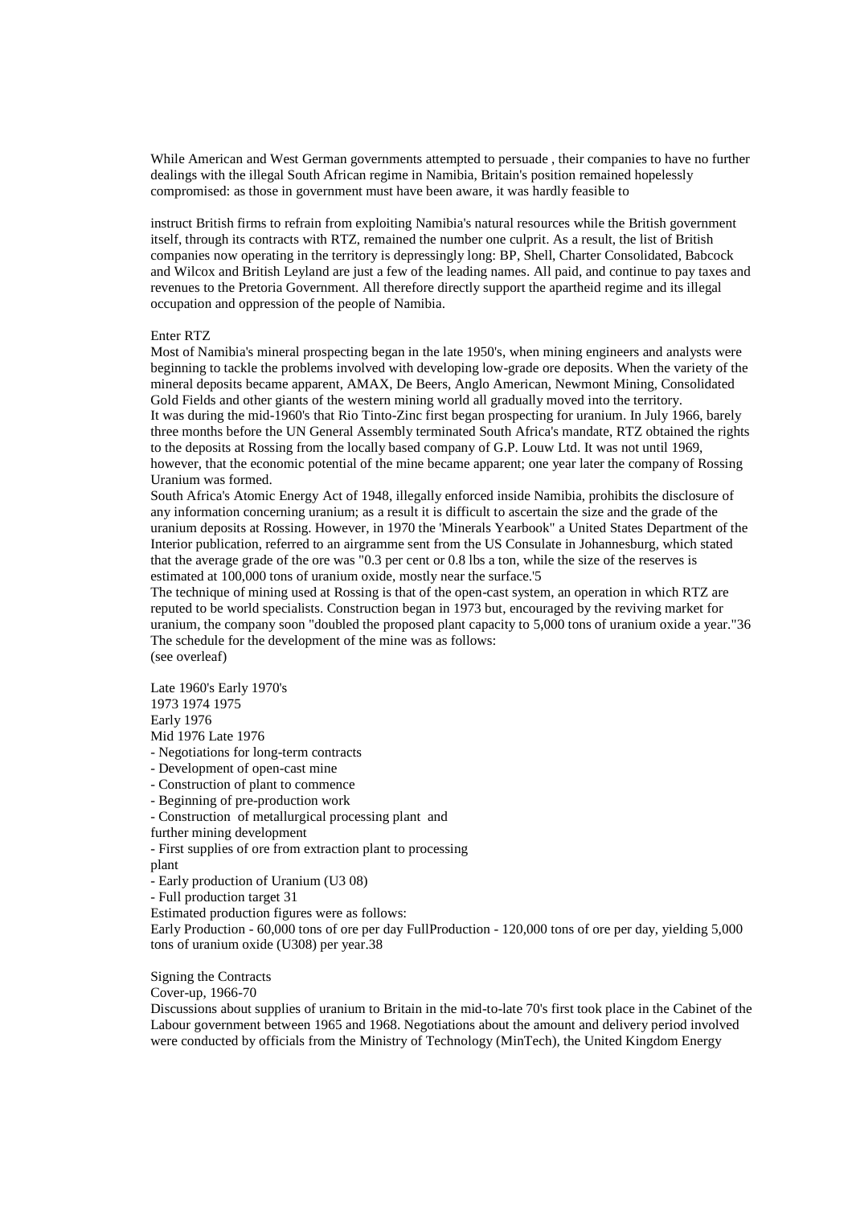While American and West German governments attempted to persuade , their companies to have no further dealings with the illegal South African regime in Namibia, Britain's position remained hopelessly compromised: as those in government must have been aware, it was hardly feasible to

instruct British firms to refrain from exploiting Namibia's natural resources while the British government itself, through its contracts with RTZ, remained the number one culprit. As a result, the list of British companies now operating in the territory is depressingly long: BP, Shell, Charter Consolidated, Babcock and Wilcox and British Leyland are just a few of the leading names. All paid, and continue to pay taxes and revenues to the Pretoria Government. All therefore directly support the apartheid regime and its illegal occupation and oppression of the people of Namibia.

## Enter RTZ

Most of Namibia's mineral prospecting began in the late 1950's, when mining engineers and analysts were beginning to tackle the problems involved with developing low-grade ore deposits. When the variety of the mineral deposits became apparent, AMAX, De Beers, Anglo American, Newmont Mining, Consolidated Gold Fields and other giants of the western mining world all gradually moved into the territory.

It was during the mid-1960's that Rio Tinto-Zinc first began prospecting for uranium. In July 1966, barely three months before the UN General Assembly terminated South Africa's mandate, RTZ obtained the rights to the deposits at Rossing from the locally based company of G.P. Louw Ltd. It was not until 1969, however, that the economic potential of the mine became apparent; one year later the company of Rossing Uranium was formed.

South Africa's Atomic Energy Act of 1948, illegally enforced inside Namibia, prohibits the disclosure of any information concerning uranium; as a result it is difficult to ascertain the size and the grade of the uranium deposits at Rossing. However, in 1970 the 'Minerals Yearbook" a United States Department of the Interior publication, referred to an airgramme sent from the US Consulate in Johannesburg, which stated that the average grade of the ore was "0.3 per cent or 0.8 lbs a ton, while the size of the reserves is estimated at 100,000 tons of uranium oxide, mostly near the surface.'5

The technique of mining used at Rossing is that of the open-cast system, an operation in which RTZ are reputed to be world specialists. Construction began in 1973 but, encouraged by the reviving market for uranium, the company soon "doubled the proposed plant capacity to 5,000 tons of uranium oxide a year."36

The schedule for the development of the mine was as follows:

(see overleaf)

Late 1960's Early 1970's
1973 1974 1975
Early 1976
Mid 1976 Late 1976

- Negotiations for long-term contracts
- Development of open-cast mine
- Construction of plant to commence
- Beginning of pre-production work
- Construction of metallurgical processing plant and further mining development
- First supplies of ore from extraction plant to processing plant
- Early production of Uranium ($U_3O_8$)
- Full production target 31

Estimated production figures were as follows:

Early Production - 60,000 tons of ore per day FullProduction - 120,000 tons of ore per day, yielding 5,000 tons of uranium oxide ($U_3O_8$) per year.38

## Signing the Contracts

### Cover-up, 1966-70

Discussions about supplies of uranium to Britain in the mid-to-late 70's first took place in the Cabinet of the Labour government between 1965 and 1968. Negotiations about the amount and delivery period involved were conducted by officials from the Ministry of Technology (MinTech), the United Kingdom Energy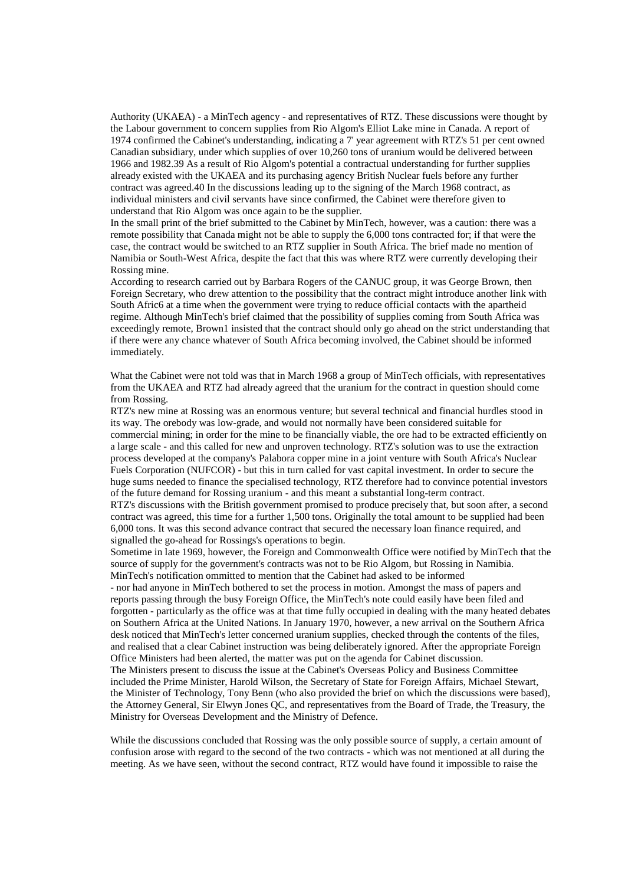Authority (UKAEA) - a MinTech agency - and representatives of RTZ. These discussions were thought by the Labour government to concern supplies from Rio Algom's Elliot Lake mine in Canada. A report of 1974 confirmed the Cabinet's understanding, indicating a 7' year agreement with RTZ's 51 per cent owned Canadian subsidiary, under which supplies of over 10,260 tons of uranium would be delivered between 1966 and 1982.39 As a result of Rio Algom's potential a contractual understanding for further supplies already existed with the UKAEA and its purchasing agency British Nuclear fuels before any further contract was agreed.40 In the discussions leading up to the signing of the March 1968 contract, as individual ministers and civil servants have since confirmed, the Cabinet were therefore given to understand that Rio Algom was once again to be the supplier.

In the small print of the brief submitted to the Cabinet by MinTech, however, was a caution: there was a remote possibility that Canada might not be able to supply the 6,000 tons contracted for; if that were the case, the contract would be switched to an RTZ supplier in South Africa. The brief made no mention of Namibia or South-West Africa, despite the fact that this was where RTZ were currently developing their Rossing mine.

According to research carried out by Barbara Rogers of the CANUC group, it was George Brown, then Foreign Secretary, who drew attention to the possibility that the contract might introduce another link with South Afric6 at a time when the government were trying to reduce official contacts with the apartheid regime. Although MinTech's brief claimed that the possibility of supplies coming from South Africa was exceedingly remote, Brown1 insisted that the contract should only go ahead on the strict understanding that if there were any chance whatever of South Africa becoming involved, the Cabinet should be informed immediately.

What the Cabinet were not told was that in March 1968 a group of MinTech officials, with representatives from the UKAEA and RTZ had already agreed that the uranium for the contract in question should come from Rossing.

RTZ's new mine at Rossing was an enormous venture; but several technical and financial hurdles stood in its way. The orebody was low-grade, and would not normally have been considered suitable for commercial mining; in order for the mine to be financially viable, the ore had to be extracted efficiently on a large scale - and this called for new and unproven technology. RTZ's solution was to use the extraction process developed at the company's Palabora copper mine in a joint venture with South Africa's Nuclear Fuels Corporation (NUFCOR) - but this in turn called for vast capital investment. In order to secure the huge sums needed to finance the specialised technology, RTZ therefore had to convince potential investors of the future demand for Rossing uranium - and this meant a substantial long-term contract.

RTZ's discussions with the British government promised to produce precisely that, but soon after, a second contract was agreed, this time for a further 1,500 tons. Originally the total amount to be supplied had been 6,000 tons. It was this second advance contract that secured the necessary loan finance required, and signalled the go-ahead for Rossings's operations to begin.

Sometime in late 1969, however, the Foreign and Commonwealth Office were notified by MinTech that the source of supply for the government's contracts was not to be Rio Algom, but Rossing in Namibia. MinTech's notification ommitted to mention that the Cabinet had asked to be informed - nor had anyone in MinTech bothered to set the process in motion. Amongst the mass of papers and reports passing through the busy Foreign Office, the MinTech's note could easily have been filed and forgotten - particularly as the office was at that time fully occupied in dealing with the many heated debates on Southern Africa at the United Nations. In January 1970, however, a new arrival on the Southern Africa desk noticed that MinTech's letter concerned uranium supplies, checked through the contents of the files, and realised that a clear Cabinet instruction was being deliberately ignored. After the appropriate Foreign Office Ministers had been alerted, the matter was put on the agenda for Cabinet discussion.

The Ministers present to discuss the issue at the Cabinet's Overseas Policy and Business Committee included the Prime Minister, Harold Wilson, the Secretary of State for Foreign Affairs, Michael Stewart, the Minister of Technology, Tony Benn (who also provided the brief on which the discussions were based), the Attorney General, Sir Elwyn Jones QC, and representatives from the Board of Trade, the Treasury, the Ministry for Overseas Development and the Ministry of Defence.

While the discussions concluded that Rossing was the only possible source of supply, a certain amount of confusion arose with regard to the second of the two contracts - which was not mentioned at all during the meeting. As we have seen, without the second contract, RTZ would have found it impossible to raise the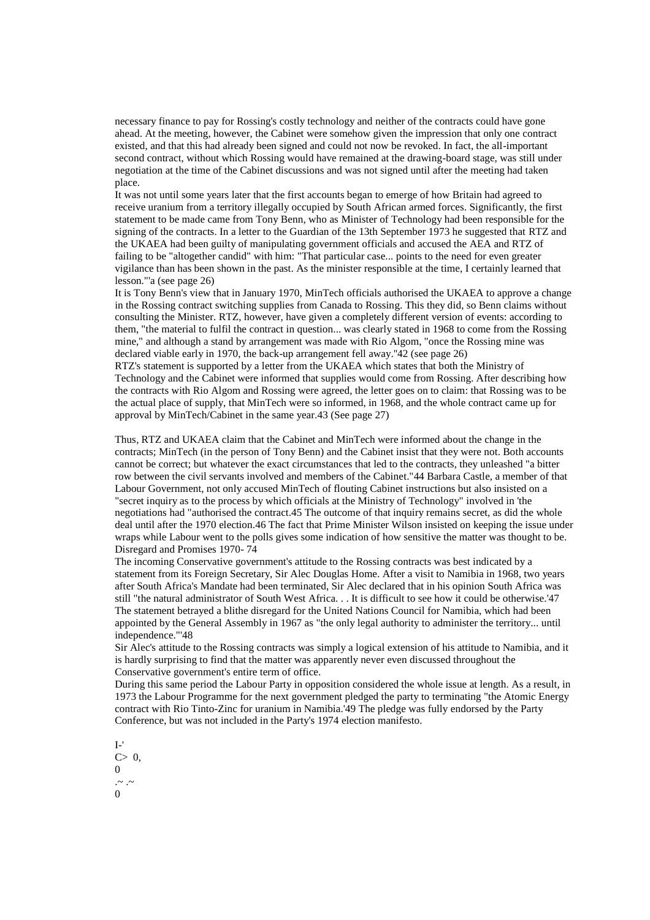necessary finance to pay for Rossing's costly technology and neither of the contracts could have gone ahead. At the meeting, however, the Cabinet were somehow given the impression that only one contract existed, and that this had already been signed and could not now be revoked. In fact, the all-important second contract, without which Rossing would have remained at the drawing-board stage, was still under negotiation at the time of the Cabinet discussions and was not signed until after the meeting had taken place.

It was not until some years later that the first accounts began to emerge of how Britain had agreed to receive uranium from a territory illegally occupied by South African armed forces. Significantly, the first statement to be made came from Tony Benn, who as Minister of Technology had been responsible for the signing of the contracts. In a letter to the Guardian of the 13th September 1973 he suggested that RTZ and the UKAEA had been guilty of manipulating government officials and accused the AEA and RTZ of failing to be "altogether candid" with him: "That particular case... points to the need for even greater vigilance than has been shown in the past. As the minister responsible at the time, I certainly learned that lesson."'a (see page 26)

It is Tony Benn's view that in January 1970, MinTech officials authorised the UKAEA to approve a change in the Rossing contract switching supplies from Canada to Rossing. This they did, so Benn claims without consulting the Minister. RTZ, however, have given a completely different version of events: according to them, "the material to fulfil the contract in question... was clearly stated in 1968 to come from the Rossing mine," and although a stand by arrangement was made with Rio Algom, "once the Rossing mine was declared viable early in 1970, the back-up arrangement fell away."42 (see page 26)

RTZ's statement is supported by a letter from the UKAEA which states that both the Ministry of Technology and the Cabinet were informed that supplies would come from Rossing. After describing how the contracts with Rio Algom and Rossing were agreed, the letter goes on to claim: that Rossing was to be the actual place of supply, that MinTech were so informed, in 1968, and the whole contract came up for approval by MinTech/Cabinet in the same year.43 (See page 27)

Thus, RTZ and UKAEA claim that the Cabinet and MinTech were informed about the change in the contracts; MinTech (in the person of Tony Benn) and the Cabinet insist that they were not. Both accounts cannot be correct; but whatever the exact circumstances that led to the contracts, they unleashed "a bitter row between the civil servants involved and members of the Cabinet."44 Barbara Castle, a member of that Labour Government, not only accused MinTech of flouting Cabinet instructions but also insisted on a "secret inquiry as to the process by which officials at the Ministry of Technology" involved in 'the negotiations had "authorised the contract.45 The outcome of that inquiry remains secret, as did the whole deal until after the 1970 election.46 The fact that Prime Minister Wilson insisted on keeping the issue under wraps while Labour went to the polls gives some indication of how sensitive the matter was thought to be.

## Disregard and Promises 1970- 74

The incoming Conservative government's attitude to the Rossing contracts was best indicated by a statement from its Foreign Secretary, Sir Alec Douglas Home. After a visit to Namibia in 1968, two years after South Africa's Mandate had been terminated, Sir Alec declared that in his opinion South Africa was still "the natural administrator of South West Africa. . . It is difficult to see how it could be otherwise.'47 The statement betrayed a blithe disregard for the United Nations Council for Namibia, which had been appointed by the General Assembly in 1967 as "the only legal authority to administer the territory... until independence."'48

Sir Alec's attitude to the Rossing contracts was simply a logical extension of his attitude to Namibia, and it is hardly surprising to find that the matter was apparently never even discussed throughout the Conservative government's entire term of office.

During this same period the Labour Party in opposition considered the whole issue at length. As a result, in 1973 the Labour Programme for the next government pledged the party to terminating "the Atomic Energy contract with Rio Tinto-Zinc for uranium in Namibia.'49 The pledge was fully endorsed by the Party Conference, but was not included in the Party's 1974 election manifesto.

I-'
C> 0,
0
.~ .~
0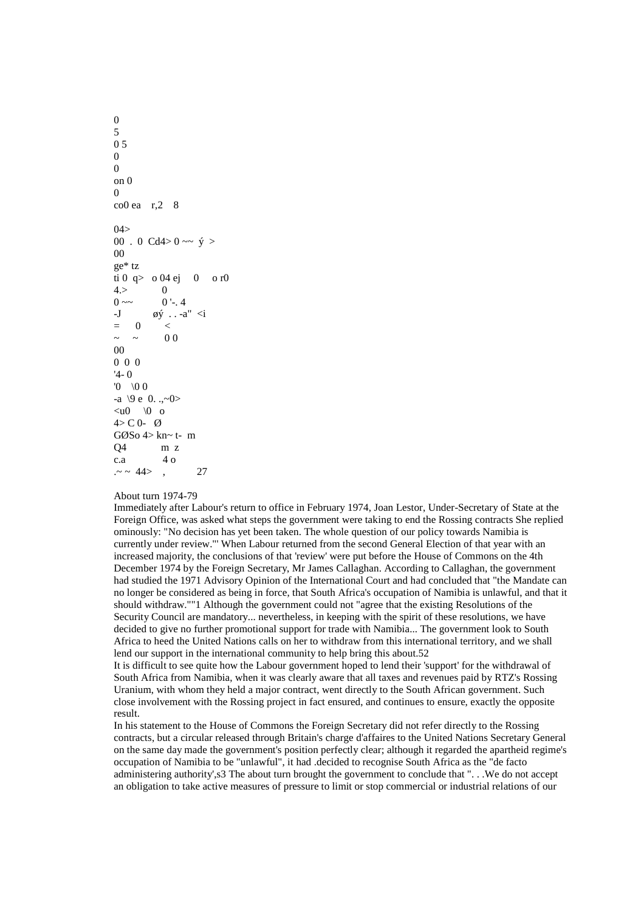## About turn 1974-79

Immediately after Labour's return to office in February 1974, Joan Lestor, Under-Secretary of State at the Foreign Office, was asked what steps the government were taking to end the Rossing contracts She replied ominously: "No decision has yet been taken. The whole question of our policy towards Namibia is currently under review."' When Labour returned from the second General Election of that year with an increased majority, the conclusions of that 'review' were put before the House of Commons on the 4th December 1974 by the Foreign Secretary, Mr James Callaghan. According to Callaghan, the government had studied the 1971 Advisory Opinion of the International Court and had concluded that "the Mandate can no longer be considered as being in force, that South Africa's occupation of Namibia is unlawful, and that it should withdraw."[51] Although the government could not "agree that the existing Resolutions of the Security Council are mandatory... nevertheless, in keeping with the spirit of these resolutions, we have decided to give no further promotional support for trade with Namibia... The government look to South Africa to heed the United Nations calls on her to withdraw from this international territory, and we shall lend our support in the international community to help bring this about.[52]

It is difficult to see quite how the Labour government hoped to lend their 'support' for the withdrawal of South Africa from Namibia, when it was clearly aware that all taxes and revenues paid by RTZ's Rossing Uranium, with whom they held a major contract, went directly to the South African government. Such close involvement with the Rossing project in fact ensured, and continues to ensure, exactly the opposite result.

In his statement to the House of Commons the Foreign Secretary did not refer directly to the Rossing contracts, but a circular released through Britain's charge d'affaires to the United Nations Secretary General on the same day made the government's position perfectly clear; although it regarded the apartheid regime's occupation of Namibia to be "unlawful", it had decided to recognise South Africa as the "de facto administering authority'[53] The about turn brought the government to conclude that ". . .We do not accept an obligation to take active measures of pressure to limit or stop commercial or industrial relations of our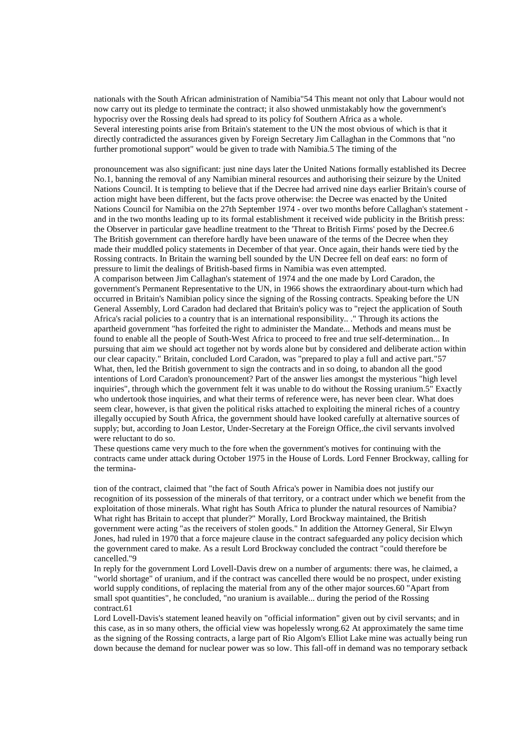nationals with the South African administration of Namibia"54 This meant not only that Labour would not now carry out its pledge to terminate the contract; it also showed unmistakably how the government's hypocrisy over the Rossing deals had spread to its policy fof Southern Africa as a whole.

Several interesting points arise from Britain's statement to the UN the most obvious of which is that it directly contradicted the assurances given by Foreign Secretary Jim Callaghan in the Commons that "no further promotional support" would be given to trade with Namibia.5 The timing of the

pronouncement was also significant: just nine days later the United Nations formally established its Decree No.1, banning the removal of any Namibian mineral resources and authorising their seizure by the United Nations Council. It is tempting to believe that if the Decree had arrived nine days earlier Britain's course of action might have been different, but the facts prove otherwise: the Decree was enacted by the United Nations Council for Namibia on the 27th September 1974 - over two months before Callaghan's statement - and in the two months leading up to its formal establishment it received wide publicity in the British press: the Observer in particular gave headline treatment to the 'Threat to British Firms' posed by the Decree.6 The British government can therefore hardly have been unaware of the terms of the Decree when they made their muddled policy statements in December of that year. Once again, their hands were tied by the Rossing contracts. In Britain the warning bell sounded by the UN Decree fell on deaf ears: no form of pressure to limit the dealings of British-based firms in Namibia was even attempted.

A comparison between Jim Callaghan's statement of 1974 and the one made by Lord Caradon, the government's Permanent Representative to the UN, in 1966 shows the extraordinary about-turn which had occurred in Britain's Namibian policy since the signing of the Rossing contracts. Speaking before the UN General Assembly, Lord Caradon had declared that Britain's policy was to "reject the application of South Africa's racial policies to a country that is an international responsibility.. ." Through its actions the apartheid government "has forfeited the right to administer the Mandate... Methods and means must be found to enable all the people of South-West Africa to proceed to free and true self-determination... In pursuing that aim we should act together not by words alone but by considered and deliberate action within our clear capacity." Britain, concluded Lord Caradon, was "prepared to play a full and active part."57

What, then, led the British government to sign the contracts and in so doing, to abandon all the good intentions of Lord Caradon's pronouncement? Part of the answer lies amongst the mysterious "high level inquiries", through which the government felt it was unable to do without the Rossing uranium.5" Exactly who undertook those inquiries, and what their terms of reference were, has never been clear. What does seem clear, however, is that given the political risks attached to exploiting the mineral riches of a country illegally occupied by South Africa, the government should have looked carefully at alternative sources of supply; but, according to Joan Lestor, Under-Secretary at the Foreign Office,.the civil servants involved were reluctant to do so.

These questions came very much to the fore when the government's motives for continuing with the contracts came under attack during October 1975 in the House of Lords. Lord Fenner Brockway, calling for the termination of the contract, claimed that "the fact of South Africa's power in Namibia does not justify our recognition of its possession of the minerals of that territory, or a contract under which we benefit from the exploitation of those minerals. What right has South Africa to plunder the natural resources of Namibia? What right has Britain to accept that plunder?" Morally, Lord Brockway maintained, the British government were acting "as the receivers of stolen goods." In addition the Attorney General, Sir Elwyn Jones, had ruled in 1970 that a force majeure clause in the contract safeguarded any policy decision which the government cared to make. As a result Lord Brockway concluded the contract "could therefore be cancelled."9

In reply for the government Lord Lovell-Davis drew on a number of arguments: there was, he claimed, a "world shortage" of uranium, and if the contract was cancelled there would be no prospect, under existing world supply conditions, of replacing the material from any of the other major sources.60 "Apart from small spot quantities", he concluded, "no uranium is available... during the period of the Rossing contract.61

Lord Lovell-Davis's statement leaned heavily on "official information" given out by civil servants; and in this case, as in so many others, the official view was hopelessly wrong.62 At approximately the same time as the signing of the Rossing contracts, a large part of Rio Algom's Elliot Lake mine was actually being run down because the demand for nuclear power was so low. This fall-off in demand was no temporary setback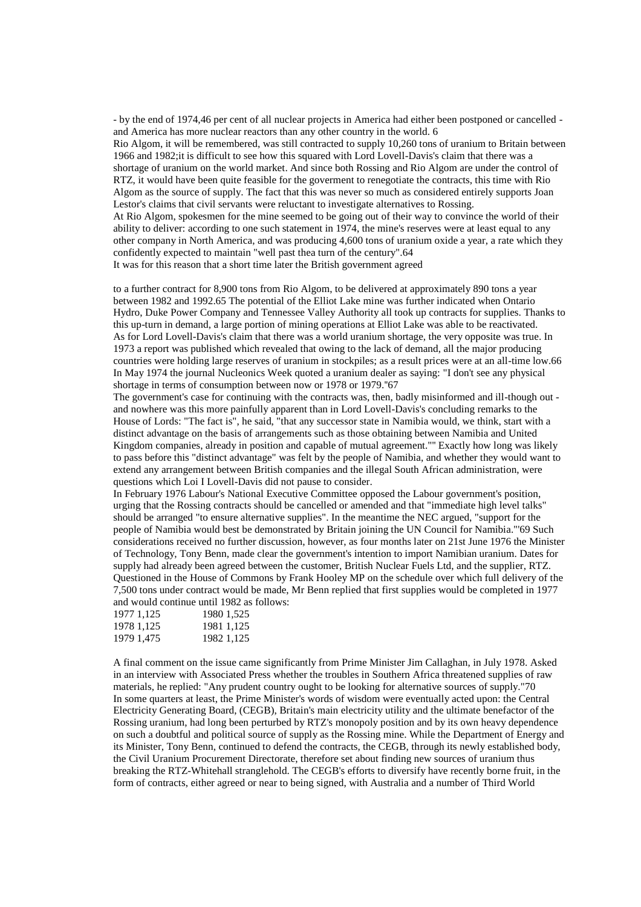- by the end of 1974,46 per cent of all nuclear projects in America had either been postponed or cancelled - and America has more nuclear reactors than any other country in the world. 6

Rio Algom, it will be remembered, was still contracted to supply 10,260 tons of uranium to Britain between 1966 and 1982;it is difficult to see how this squared with Lord Lovell-Davis's claim that there was a shortage of uranium on the world market. And since both Rossing and Rio Algom are under the control of RTZ, it would have been quite feasible for the goverment to renegotiate the contracts, this time with Rio Algom as the source of supply. The fact that this was never so much as considered entirely supports Joan Lestor's claims that civil servants were reluctant to investigate alternatives to Rossing.

At Rio Algom, spokesmen for the mine seemed to be going out of their way to convince the world of their ability to deliver: according to one such statement in 1974, the mine's reserves were at least equal to any other company in North America, and was producing 4,600 tons of uranium oxide a year, a rate which they confidently expected to maintain "well past thea turn of the century".64

It was for this reason that a short time later the British government agreed

to a further contract for 8,900 tons from Rio Algom, to be delivered at approximately 890 tons a year between 1982 and 1992.65 The potential of the Elliot Lake mine was further indicated when Ontario Hydro, Duke Power Company and Tennessee Valley Authority all took up contracts for supplies. Thanks to this up-turn in demand, a large portion of mining operations at Elliot Lake was able to be reactivated.

As for Lord Lovell-Davis's claim that there was a world uranium shortage, the very opposite was true. In 1973 a report was published which revealed that owing to the lack of demand, all the major producing countries were holding large reserves of uranium in stockpiles; as a result prices were at an all-time low.66 In May 1974 the journal Nucleonics Week quoted a uranium dealer as saying: "I don't see any physical shortage in terms of consumption between now or 1978 or 1979."67

The government's case for continuing with the contracts was, then, badly misinformed and ill-though out - and nowhere was this more painfully apparent than in Lord Lovell-Davis's concluding remarks to the House of Lords: "The fact is", he said, "that any successor state in Namibia would, we think, start with a distinct advantage on the basis of arrangements such as those obtaining between Namibia and United Kingdom companies, already in position and capable of mutual agreement."" Exactly how long was likely to pass before this "distinct advantage" was felt by the people of Namibia, and whether they would want to extend any arrangement between British companies and the illegal South African administration, were questions which Loi I Lovell-Davis did not pause to consider.

In February 1976 Labour's National Executive Committee opposed the Labour government's position, urging that the Rossing contracts should be cancelled or amended and that "immediate high level talks" should be arranged "to ensure alternative supplies". In the meantime the NEC argued, "support for the people of Namibia would best be demonstrated by Britain joining the UN Council for Namibia."'69 Such considerations received no further discussion, however, as four months later on 21st June 1976 the Minister of Technology, Tony Benn, made clear the government's intention to import Namibian uranium. Dates for supply had already been agreed between the customer, British Nuclear Fuels Ltd, and the supplier, RTZ. Questioned in the House of Commons by Frank Hooley MP on the schedule over which full delivery of the 7,500 tons under contract would be made, Mr Benn replied that first supplies would be completed in 1977 and would continue until 1982 as follows:

| | |
|---|---|
| 1977 1,125 | 1980 1,525 |
| 1978 1,125 | 1981 1,125 |
| 1979 1,475 | 1982 1,125 |

A final comment on the issue came significantly from Prime Minister Jim Callaghan, in July 1978. Asked in an interview with Associated Press whether the troubles in Southern Africa threatened supplies of raw materials, he replied: "Any prudent country ought to be looking for alternative sources of supply."70

In some quarters at least, the Prime Minister's words of wisdom were eventually acted upon: the Central Electricity Generating Board, (CEGB), Britain's main electricity utility and the ultimate benefactor of the Rossing uranium, had long been perturbed by RTZ's monopoly position and by its own heavy dependence on such a doubtful and political source of supply as the Rossing mine. While the Department of Energy and its Minister, Tony Benn, continued to defend the contracts, the CEGB, through its newly established body, the Civil Uranium Procurement Directorate, therefore set about finding new sources of uranium thus breaking the RTZ-Whitehall stranglehold. The CEGB's efforts to diversify have recently borne fruit, in the form of contracts, either agreed or near to being signed, with Australia and a number of Third World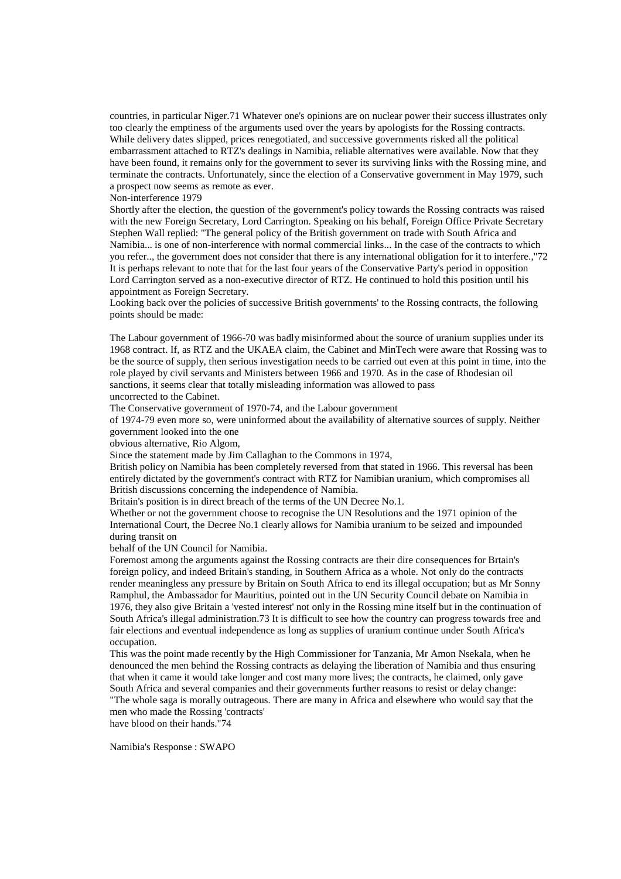countries, in particular Niger.71 Whatever one's opinions are on nuclear power their success illustrates only too clearly the emptiness of the arguments used over the years by apologists for the Rossing contracts. While delivery dates slipped, prices renegotiated, and successive governments risked all the political embarrassment attached to RTZ's dealings in Namibia, reliable alternatives were available. Now that they have been found, it remains only for the government to sever its surviving links with the Rossing mine, and terminate the contracts. Unfortunately, since the election of a Conservative government in May 1979, such a prospect now seems as remote as ever.

## Non-interference 1979

Shortly after the election, the question of the government's policy towards the Rossing contracts was raised with the new Foreign Secretary, Lord Carrington. Speaking on his behalf, Foreign Office Private Secretary Stephen Wall replied: "The general policy of the British government on trade with South Africa and Namibia... is one of non-interference with normal commercial links... In the case of the contracts to which you refer.., the government does not consider that there is any international obligation for it to interfere.,"72 It is perhaps relevant to note that for the last four years of the Conservative Party's period in opposition Lord Carrington served as a non-executive director of RTZ. He continued to hold this position until his appointment as Foreign Secretary.

Looking back over the policies of successive British governments' to the Rossing contracts, the following points should be made:

The Labour government of 1966-70 was badly misinformed about the source of uranium supplies under its 1968 contract. If, as RTZ and the UKAEA claim, the Cabinet and MinTech were aware that Rossing was to be the source of supply, then serious investigation needs to be carried out even at this point in time, into the role played by civil servants and Ministers between 1966 and 1970. As in the case of Rhodesian oil sanctions, it seems clear that totally misleading information was allowed to pass uncorrected to the Cabinet.

The Conservative government of 1970-74, and the Labour government of 1974-79 even more so, were uninformed about the availability of alternative sources of supply. Neither government looked into the one obvious alternative, Rio Algom,

Since the statement made by Jim Callaghan to the Commons in 1974, British policy on Namibia has been completely reversed from that stated in 1966. This reversal has been entirely dictated by the government's contract with RTZ for Namibian uranium, which compromises all British discussions concerning the independence of Namibia.

Britain's position is in direct breach of the terms of the UN Decree No.1.

Whether or not the government choose to recognise the UN Resolutions and the 1971 opinion of the International Court, the Decree No.1 clearly allows for Namibia uranium to be seized and impounded during transit on behalf of the UN Council for Namibia.

Foremost among the arguments against the Rossing contracts are their dire consequences for Brtain's foreign policy, and indeed Britain's standing, in Southern Africa as a whole. Not only do the contracts render meaningless any pressure by Britain on South Africa to end its illegal occupation; but as Mr Sonny Ramphul, the Ambassador for Mauritius, pointed out in the UN Security Council debate on Namibia in 1976, they also give Britain a 'vested interest' not only in the Rossing mine itself but in the continuation of South Africa's illegal administration.73 It is difficult to see how the country can progress towards free and fair elections and eventual independence as long as supplies of uranium continue under South Africa's occupation.

This was the point made recently by the High Commissioner for Tanzania, Mr Amon Nsekala, when he denounced the men behind the Rossing contracts as delaying the liberation of Namibia and thus ensuring that when it came it would take longer and cost many more lives; the contracts, he claimed, only gave South Africa and several companies and their governments further reasons to resist or delay change: "The whole saga is morally outrageous. There are many in Africa and elsewhere who would say that the men who made the Rossing 'contracts' have blood on their hands."74

## Namibia's Response : SWAPO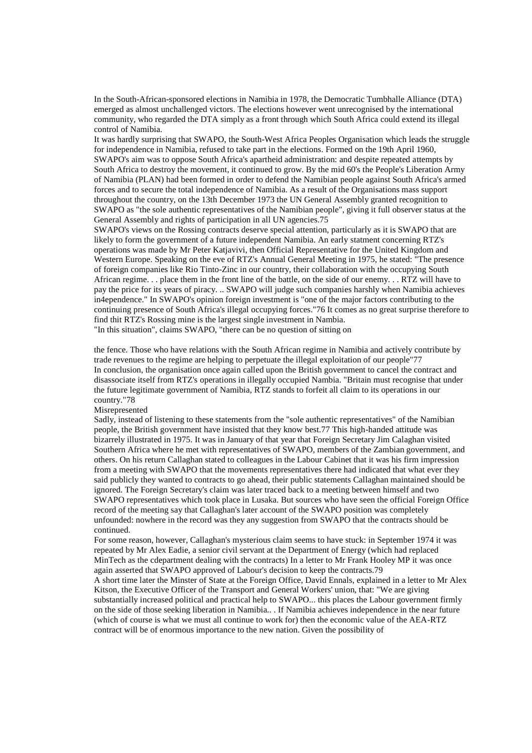In the South-African-sponsored elections in Namibia in 1978, the Democratic Tumbhalle Alliance (DTA) emerged as almost unchallenged victors. The elections however went unrecognised by the international community, who regarded the DTA simply as a front through which South Africa could extend its illegal control of Namibia.

It was hardly surprising that SWAPO, the South-West Africa Peoples Organisation which leads the struggle for independence in Namibia, refused to take part in the elections. Formed on the 19th April 1960, SWAPO's aim was to oppose South Africa's apartheid administration: and despite repeated attempts by South Africa to destroy the movement, it continued to grow. By the mid 60's the People's Liberation Army of Namibia (PLAN) had been formed in order to defend the Namibian people against South Africa's armed forces and to secure the total independence of Namibia. As a result of the Organisations mass support throughout the country, on the 13th December 1973 the UN General Assembly granted recognition to SWAPO as "the sole authentic representatives of the Namibian people", giving it full observer status at the General Assembly and rights of participation in all UN agencies.75

SWAPO's views on the Rossing contracts deserve special attention, particularly as it is SWAPO that are likely to form the government of a future independent Namibia. An early statment concerning RTZ's operations was made by Mr Peter Katjavivi, then Official Representative for the United Kingdom and Western Europe. Speaking on the eve of RTZ's Annual General Meeting in 1975, he stated: "The presence of foreign companies like Rio Tinto-Zinc in our country, their collaboration with the occupying South African regime. . . place them in the front line of the battle, on the side of our enemy. . . RTZ will have to pay the price for its years of piracy. .. SWAPO will judge such companies harshly when Namibia achieves in4ependence." In SWAPO's opinion foreign investment is "one of the major factors contributing to the continuing presence of South Africa's illegal occupying forces."76 It comes as no great surprise therefore to find thit RTZ's Rossing mine is the largest single investment in Nambia.

"In this situation", claims SWAPO, "there can be no question of sitting on the fence. Those who have relations with the South African regime in Namibia and actively contribute by trade revenues to the regime are helping to perpetuate the illegal exploitation of our people"77

In conclusion, the organisation once again called upon the British government to cancel the contract and disassociate itself from RTZ's operations in illegally occupied Nambia. "Britain must recognise that under the future legitimate government of Namibia, RTZ stands to forfeit all claim to its operations in our country."78

## Misrepresented

Sadly, instead of listening to these statements from the "sole authentic representatives" of the Namibian people, the British government have insisted that they know best.77 This high-handed attitude was bizarrely illustrated in 1975. It was in January of that year that Foreign Secretary Jim Calaghan visited Southern Africa where he met with representatives of SWAPO, members of the Zambian government, and others. On his return Callaghan stated to colleagues in the Labour Cabinet that it was his firm impression from a meeting with SWAPO that the movements representatives there had indicated that what ever they said publicly they wanted to contracts to go ahead, their public statements Callaghan maintained should be ignored. The Foreign Secretary's claim was later traced back to a meeting between himself and two SWAPO representatives which took place in Lusaka. But sources who have seen the official Foreign Office record of the meeting say that Callaghan's later account of the SWAPO position was completely unfounded: nowhere in the record was they any suggestion from SWAPO that the contracts should be continued.

For some reason, however, Callaghan's mysterious claim seems to have stuck: in September 1974 it was repeated by Mr Alex Eadie, a senior civil servant at the Department of Energy (which had replaced MinTech as the cdepartment dealing with the contracts) In a letter to Mr Frank Hooley MP it was once again asserted that SWAPO approved of Labour's decision to keep the contracts.79

A short time later the Minster of State at the Foreign Office, David Ennals, explained in a letter to Mr Alex Kitson, the Executive Officer of the Transport and General Workers' union, that: "We are giving substantially increased political and practical help to SWAPO... this places the Labour government firmly on the side of those seeking liberation in Namibia.. . If Namibia achieves independence in the near future (which of course is what we must all continue to work for) then the economic value of the AEA-RTZ contract will be of enormous importance to the new nation. Given the possibility of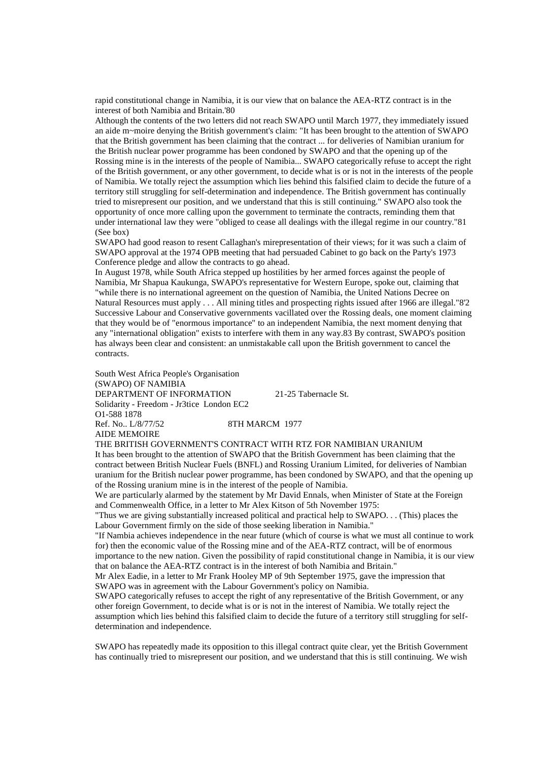rapid constitutional change in Namibia, it is our view that on balance the AEA-RTZ contract is in the interest of both Namibia and Britain.'80

Although the contents of the two letters did not reach SWAPO until March 1977, they immediately issued an aide m~moire denying the British government's claim: "It has been brought to the attention of SWAPO that the British government has been claiming that the contract ... for deliveries of Namibian uranium for the British nuclear power programme has been condoned by SWAPO and that the opening up of the Rossing mine is in the interests of the people of Namibia... SWAPO categorically refuse to accept the right of the British government, or any other government, to decide what is or is not in the interests of the people of Namibia. We totally reject the assumption which lies behind this falsified claim to decide the future of a territory still struggling for self-determination and independence. The British government has continually tried to misrepresent our position, and we understand that this is still continuing." SWAPO also took the opportunity of once more calling upon the government to terminate the contracts, reminding them that under international law they were "obliged to cease all dealings with the illegal regime in our country."81 (See box)

SWAPO had good reason to resent Callaghan's mirepresentation of their views; for it was such a claim of SWAPO approval at the 1974 OPB meeting that had persuaded Cabinet to go back on the Party's 1973 Conference pledge and allow the contracts to go ahead.

In August 1978, while South Africa stepped up hostilities by her armed forces against the people of Namibia, Mr Shapua Kaukunga, SWAPO's representative for Western Europe, spoke out, claiming that "while there is no international agreement on the question of Namibia, the United Nations Decree on Natural Resources must apply . . . All mining titles and prospecting rights issued after 1966 are illegal."8'2

Successive Labour and Conservative governments vacillated over the Rossing deals, one moment claiming that they would be of "enormous importance" to an independent Namibia, the next moment denying that any "international obligation" exists to interfere with them in any way.83 By contrast, SWAPO's position has always been clear and consistent: an unmistakable call upon the British government to cancel the contracts.

South West Africa People's Organisation
(SWAPO) OF NAMIBIA
DEPARTMENT OF INFORMATION 21-25 Tabernacle St.
Solidarity - Freedom - Jr3tice London EC2
O1-588 1878
Ref. No.. L/8/77/52 8TH MARCM 1977

AIDE MEMOIRE

THE BRITISH GOVERNMENT'S CONTRACT WITH RTZ FOR NAMIBIAN URANIUM

It has been brought to the attention of SWAPO that the British Government has been claiming that the contract between British Nuclear Fuels (BNFL) and Rossing Uranium Limited, for deliveries of Nambian uranium for the British nuclear power programme, has been condoned by SWAPO, and that the opening up of the Rossing uranium mine is in the interest of the people of Namibia.

We are particularly alarmed by the statement by Mr David Ennals, when Minister of State at the Foreign and Commenwealth Office, in a letter to Mr Alex Kitson of 5th November 1975:

"Thus we are giving substantially increased political and practical help to SWAPO. . . (This) places the Labour Government firmly on the side of those seeking liberation in Namibia."

"If Nambia achieves independence in the near future (which of course is what we must all continue to work for) then the economic value of the Rossing mine and of the AEA-RTZ contract, will be of enormous importance to the new nation. Given the possibility of rapid constitutional change in Namibia, it is our view that on balance the AEA-RTZ contract is in the interest of both Namibia and Britain."

Mr Alex Eadie, in a letter to Mr Frank Hooley MP of 9th September 1975, gave the impression that SWAPO was in agreement with the Labour Government's policy on Namibia.

SWAPO categorically refuses to accept the right of any representative of the British Government, or any other foreign Government, to decide what is or is not in the interest of Namibia. We totally reject the assumption which lies behind this falsified claim to decide the future of a territory still struggling for self-determination and independence.

SWAPO has repeatedly made its opposition to this illegal contract quite clear, yet the British Government has continually tried to misrepresent our position, and we understand that this is still continuing. We wish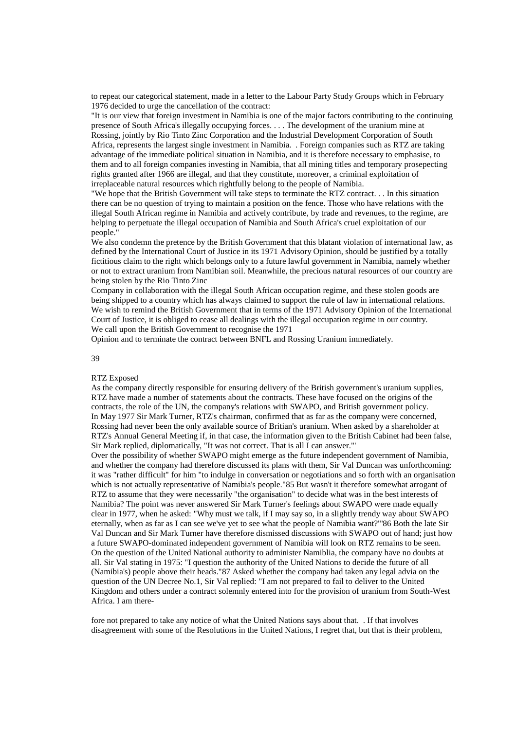to repeat our categorical statement, made in a letter to the Labour Party Study Groups which in February 1976 decided to urge the cancellation of the contract:

"It is our view that foreign investment in Namibia is one of the major factors contributing to the continuing presence of South Africa's illegally occupying forces. . . . The development of the uranium mine at Rossing, jointly by Rio Tinto Zinc Corporation and the Industrial Development Corporation of South Africa, represents the largest single investment in Namibia. . Foreign companies such as RTZ are taking advantage of the immediate political situation in Namibia, and it is therefore necessary to emphasise, to them and to all foreign companies investing in Namibia, that all mining titles and temporary prosepecting rights granted after 1966 are illegal, and that they constitute, moreover, a criminal exploitation of irreplaceable natural resources which rightfully belong to the people of Namibia.

"We hope that the British Government will take steps to terminate the RTZ contract. . . In this situation there can be no question of trying to maintain a position on the fence. Those who have relations with the illegal South African regime in Namibia and actively contribute, by trade and revenues, to the regime, are helping to perpetuate the illegal occupation of Namibia and South Africa's cruel exploitation of our people."

We also condemn the pretence by the British Government that this blatant violation of international law, as defined by the International Court of Justice in its 1971 Advisory Opinion, should be justified by a totally fictitious claim to the right which belongs only to a future lawful government in Namibia, namely whether or not to extract uranium from Namibian soil. Meanwhile, the precious natural resources of our country are being stolen by the Rio Tinto Zinc Company in collaboration with the illegal South African occupation regime, and these stolen goods are being shipped to a country which has always claimed to support the rule of law in international relations. We wish to remind the British Government that in terms of the 1971 Advisory Opinion of the International Court of Justice, it is obliged to cease all dealings with the illegal occupation regime in our country. We call upon the British Government to recognise the 1971 Opinion and to terminate the contract between BNFL and Rossing Uranium immediately.

## RTZ Exposed

As the company directly responsible for ensuring delivery of the British government's uranium supplies, RTZ have made a number of statements about the contracts. These have focused on the origins of the contracts, the role of the UN, the company's relations with SWAPO, and British government policy.

In May 1977 Sir Mark Turner, RTZ's chairman, confirmed that as far as the company were concerned, Rossing had never been the only available source of Britian's uranium. When asked by a shareholder at RTZ's Annual General Meeting if, in that case, the information given to the British Cabinet had been false, Sir Mark replied, diplomatically, "It was not correct. That is all I can answer."'

Over the possibility of whether SWAPO might emerge as the future independent government of Namibia, and whether the company had therefore discussed its plans with them, Sir Val Duncan was unforthcoming: it was "rather difficult" for him "to indulge in conversation or negotiations and so forth with an organisation which is not actually representative of Namibia's people."85 But wasn't it therefore somewhat arrogant of RTZ to assume that they were necessarily "the organisation" to decide what was in the best interests of Namibia? The point was never answered Sir Mark Turner's feelings about SWAPO were made equally clear in 1977, when he asked: "Why must we talk, if I may say so, in a slightly trendy way about SWAPO eternally, when as far as I can see we've yet to see what the people of Namibia want?"'86 Both the late Sir Val Duncan and Sir Mark Turner have therefore dismissed discussions with SWAPO out of hand; just how a future SWAPO-dominated independent government of Namibia will look on RTZ remains to be seen.

On the question of the United National authority to administer Namiblia, the company have no doubts at all. Sir Val stating in 1975: "I question the authority of the United Nations to decide the future of all (Namibia's) people above their heads."87 Asked whether the company had taken any legal advia on the question of the UN Decree No.1, Sir Val replied: "I am not prepared to fail to deliver to the United Kingdom and others under a contract solemnly entered into for the provision of uranium from South-West Africa. I am therefore not prepared to take any notice of what the United Nations says about that. . If that involves disagreement with some of the Resolutions in the United Nations, I regret that, but that is their problem,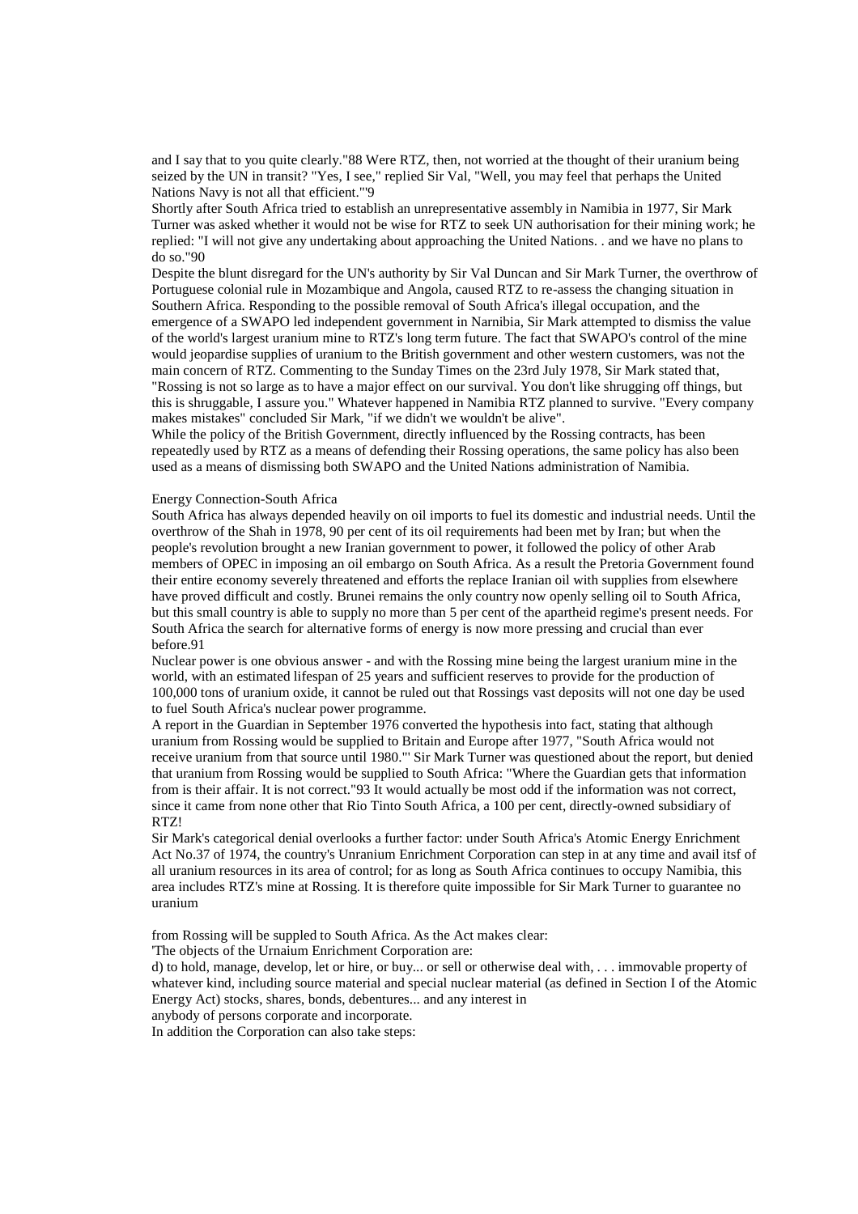and I say that to you quite clearly."88 Were RTZ, then, not worried at the thought of their uranium being seized by the UN in transit? "Yes, I see," replied Sir Val, "Well, you may feel that perhaps the United Nations Navy is not all that efficient."'9

Shortly after South Africa tried to establish an unrepresentative assembly in Namibia in 1977, Sir Mark Turner was asked whether it would not be wise for RTZ to seek UN authorisation for their mining work; he replied: "I will not give any undertaking about approaching the United Nations. . and we have no plans to do so."90

Despite the blunt disregard for the UN's authority by Sir Val Duncan and Sir Mark Turner, the overthrow of Portuguese colonial rule in Mozambique and Angola, caused RTZ to re-assess the changing situation in Southern Africa. Responding to the possible removal of South Africa's illegal occupation, and the emergence of a SWAPO led independent government in Narnibia, Sir Mark attempted to dismiss the value of the world's largest uranium mine to RTZ's long term future. The fact that SWAPO's control of the mine would jeopardise supplies of uranium to the British government and other western customers, was not the main concern of RTZ. Commenting to the Sunday Times on the 23rd July 1978, Sir Mark stated that, "Rossing is not so large as to have a major effect on our survival. You don't like shrugging off things, but this is shruggable, I assure you." Whatever happened in Namibia RTZ planned to survive. "Every company makes mistakes" concluded Sir Mark, "if we didn't we wouldn't be alive".

While the policy of the British Government, directly influenced by the Rossing contracts, has been repeatedly used by RTZ as a means of defending their Rossing operations, the same policy has also been used as a means of dismissing both SWAPO and the United Nations administration of Namibia.

## Energy Connection-South Africa

South Africa has always depended heavily on oil imports to fuel its domestic and industrial needs. Until the overthrow of the Shah in 1978, 90 per cent of its oil requirements had been met by Iran; but when the people's revolution brought a new Iranian government to power, it followed the policy of other Arab members of OPEC in imposing an oil embargo on South Africa. As a result the Pretoria Government found their entire economy severely threatened and efforts the replace Iranian oil with supplies from elsewhere have proved difficult and costly. Brunei remains the only country now openly selling oil to South Africa, but this small country is able to supply no more than 5 per cent of the apartheid regime's present needs. For South Africa the search for alternative forms of energy is now more pressing and crucial than ever before.91

Nuclear power is one obvious answer - and with the Rossing mine being the largest uranium mine in the world, with an estimated lifespan of 25 years and sufficient reserves to provide for the production of 100,000 tons of uranium oxide, it cannot be ruled out that Rossings vast deposits will not one day be used to fuel South Africa's nuclear power programme.

A report in the Guardian in September 1976 converted the hypothesis into fact, stating that although uranium from Rossing would be supplied to Britain and Europe after 1977, "South Africa would not receive uranium from that source until 1980."' Sir Mark Turner was questioned about the report, but denied that uranium from Rossing would be supplied to South Africa: "Where the Guardian gets that information from is their affair. It is not correct."93 It would actually be most odd if the information was not correct, since it came from none other that Rio Tinto South Africa, a 100 per cent, directly-owned subsidiary of RTZ!

Sir Mark's categorical denial overlooks a further factor: under South Africa's Atomic Energy Enrichment Act No.37 of 1974, the country's Unranium Enrichment Corporation can step in at any time and avail itsf of all uranium resources in its area of control; for as long as South Africa continues to occupy Namibia, this area includes RTZ's mine at Rossing. It is therefore quite impossible for Sir Mark Turner to guarantee no uranium

from Rossing will be suppled to South Africa. As the Act makes clear:

'The objects of the Urnaium Enrichment Corporation are:

d) to hold, manage, develop, let or hire, or buy... or sell or otherwise deal with, . . . immovable property of whatever kind, including source material and special nuclear material (as defined in Section I of the Atomic Energy Act) stocks, shares, bonds, debentures... and any interest in anybody of persons corporate and incorporate.

In addition the Corporation can also take steps: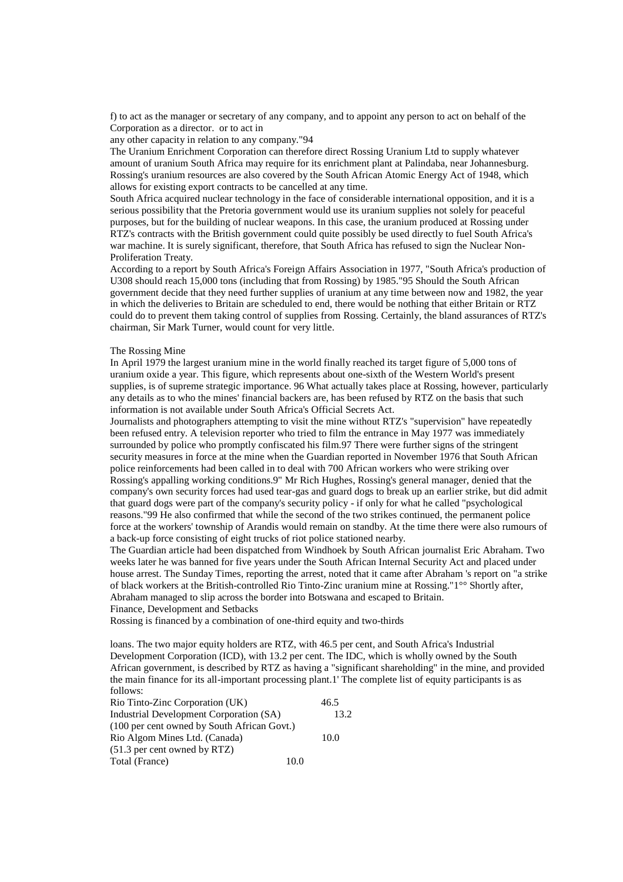f) to act as the manager or secretary of any company, and to appoint any person to act on behalf of the Corporation as a director. or to act in
any other capacity in relation to any company."94

The Uranium Enrichment Corporation can therefore direct Rossing Uranium Ltd to supply whatever amount of uranium South Africa may require for its enrichment plant at Palindaba, near Johannesburg. Rossing's uranium resources are also covered by the South African Atomic Energy Act of 1948, which allows for existing export contracts to be cancelled at any time.

South Africa acquired nuclear technology in the face of considerable international opposition, and it is a serious possibility that the Pretoria government would use its uranium supplies not solely for peaceful purposes, but for the building of nuclear weapons. In this case, the uranium produced at Rossing under RTZ's contracts with the British government could quite possibly be used directly to fuel South Africa's war machine. It is surely significant, therefore, that South Africa has refused to sign the Nuclear Non-Proliferation Treaty.

According to a report by South Africa's Foreign Affairs Association in 1977, "South Africa's production of U308 should reach 15,000 tons (including that from Rossing) by 1985."95 Should the South African government decide that they need further supplies of uranium at any time between now and 1982, the year in which the deliveries to Britain are scheduled to end, there would be nothing that either Britain or RTZ could do to prevent them taking control of supplies from Rossing. Certainly, the bland assurances of RTZ's chairman, Sir Mark Turner, would count for very little.

## The Rossing Mine

In April 1979 the largest uranium mine in the world finally reached its target figure of 5,000 tons of uranium oxide a year. This figure, which represents about one-sixth of the Western World's present supplies, is of supreme strategic importance. 96 What actually takes place at Rossing, however, particularly any details as to who the mines' financial backers are, has been refused by RTZ on the basis that such information is not available under South Africa's Official Secrets Act.

Journalists and photographers attempting to visit the mine without RTZ's "supervision" have repeatedly been refused entry. A television reporter who tried to film the entrance in May 1977 was immediately surrounded by police who promptly confiscated his film.97 There were further signs of the stringent security measures in force at the mine when the Guardian reported in November 1976 that South African police reinforcements had been called in to deal with 700 African workers who were striking over Rossing's appalling working conditions.9" Mr Rich Hughes, Rossing's general manager, denied that the company's own security forces had used tear-gas and guard dogs to break up an earlier strike, but did admit that guard dogs were part of the company's security policy - if only for what he called "psychological reasons."99 He also confirmed that while the second of the two strikes continued, the permanent police force at the workers' township of Arandis would remain on standby. At the time there were also rumours of a back-up force consisting of eight trucks of riot police stationed nearby.

The Guardian article had been dispatched from Windhoek by South African journalist Eric Abraham. Two weeks later he was banned for five years under the South African Internal Security Act and placed under house arrest. The Sunday Times, reporting the arrest, noted that it came after Abraham 's report on "a strike of black workers at the British-controlled Rio Tinto-Zinc uranium mine at Rossing."1°° Shortly after, Abraham managed to slip across the border into Botswana and escaped to Britain.

## Finance, Development and Setbacks

Rossing is financed by a combination of one-third equity and two-thirds loans. The two major equity holders are RTZ, with 46.5 per cent, and South Africa's Industrial Development Corporation (ICD), with 13.2 per cent. The IDC, which is wholly owned by the South African government, is described by RTZ as having a "significant shareholding" in the mine, and provided the main finance for its all-important processing plant.1' The complete list of equity participants is as follows:

| | |
|---|---|
| Rio Tinto-Zinc Corporation (UK) | 46.5 |
| Industrial Development Corporation (SA) | 13.2 |
| (100 per cent owned by South African Govt.) | |
| Rio Algom Mines Ltd. (Canada) | 10.0 |
| (51.3 per cent owned by RTZ) | |
| Total (France) | 10.0 |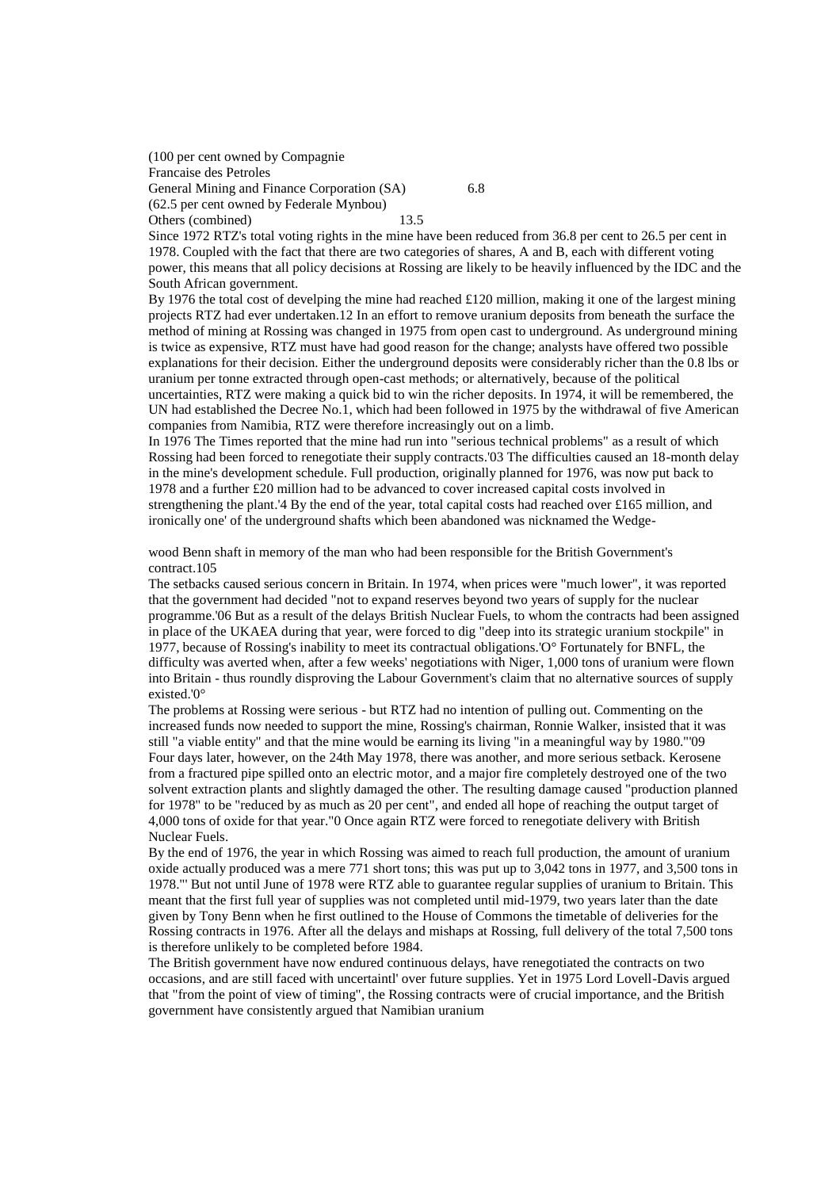| | |
|---|---|
| (100 per cent owned by Compagnie Francaise des Petroles | |
| General Mining and Finance Corporation (SA) (62.5 per cent owned by Federale Mynbou) | 6.8 |
| Others (combined) | 13.5 |

Since 1972 RTZ's total voting rights in the mine have been reduced from 36.8 per cent to 26.5 per cent in 1978. Coupled with the fact that there are two categories of shares, A and B, each with different voting power, this means that all policy decisions at Rossing are likely to be heavily influenced by the IDC and the South African government.

By 1976 the total cost of develping the mine had reached £120 million, making it one of the largest mining projects RTZ had ever undertaken.12 In an effort to remove uranium deposits from beneath the surface the method of mining at Rossing was changed in 1975 from open cast to underground. As underground mining is twice as expensive, RTZ must have had good reason for the change; analysts have offered two possible explanations for their decision. Either the underground deposits were considerably richer than the 0.8 lbs or uranium per tonne extracted through open-cast methods; or alternatively, because of the political uncertainties, RTZ were making a quick bid to win the richer deposits. In 1974, it will be remembered, the UN had established the Decree No.1, which had been followed in 1975 by the withdrawal of five American companies from Namibia, RTZ were therefore increasingly out on a limb.

In 1976 The Times reported that the mine had run into "serious technical problems" as a result of which Rossing had been forced to renegotiate their supply contracts.'03 The difficulties caused an 18-month delay in the mine's development schedule. Full production, originally planned for 1976, was now put back to 1978 and a further £20 million had to be advanced to cover increased capital costs involved in strengthening the plant.'4 By the end of the year, total capital costs had reached over £165 million, and ironically one' of the underground shafts which been abandoned was nicknamed the Wedge-

wood Benn shaft in memory of the man who had been responsible for the British Government's contract.105

The setbacks caused serious concern in Britain. In 1974, when prices were "much lower", it was reported that the government had decided "not to expand reserves beyond two years of supply for the nuclear programme.'06 But as a result of the delays British Nuclear Fuels, to whom the contracts had been assigned in place of the UKAEA during that year, were forced to dig "deep into its strategic uranium stockpile" in 1977, because of Rossing's inability to meet its contractual obligations.'O° Fortunately for BNFL, the difficulty was averted when, after a few weeks' negotiations with Niger, 1,000 tons of uranium were flown into Britain - thus roundly disproving the Labour Government's claim that no alternative sources of supply existed.'0°

The problems at Rossing were serious - but RTZ had no intention of pulling out. Commenting on the increased funds now needed to support the mine, Rossing's chairman, Ronnie Walker, insisted that it was still "a viable entity" and that the mine would be earning its living "in a meaningful way by 1980."'09 Four days later, however, on the 24th May 1978, there was another, and more serious setback. Kerosene from a fractured pipe spilled onto an electric motor, and a major fire completely destroyed one of the two solvent extraction plants and slightly damaged the other. The resulting damage caused "production planned for 1978" to be "reduced by as much as 20 per cent", and ended all hope of reaching the output target of 4,000 tons of oxide for that year."0 Once again RTZ were forced to renegotiate delivery with British Nuclear Fuels.

By the end of 1976, the year in which Rossing was aimed to reach full production, the amount of uranium oxide actually produced was a mere 771 short tons; this was put up to 3,042 tons in 1977, and 3,500 tons in 1978."' But not until June of 1978 were RTZ able to guarantee regular supplies of uranium to Britain. This meant that the first full year of supplies was not completed until mid-1979, two years later than the date given by Tony Benn when he first outlined to the House of Commons the timetable of deliveries for the Rossing contracts in 1976. After all the delays and mishaps at Rossing, full delivery of the total 7,500 tons is therefore unlikely to be completed before 1984.

The British government have now endured continuous delays, have renegotiated the contracts on two occasions, and are still faced with uncertaintl' over future supplies. Yet in 1975 Lord Lovell-Davis argued that "from the point of view of timing", the Rossing contracts were of crucial importance, and the British government have consistently argued that Namibian uranium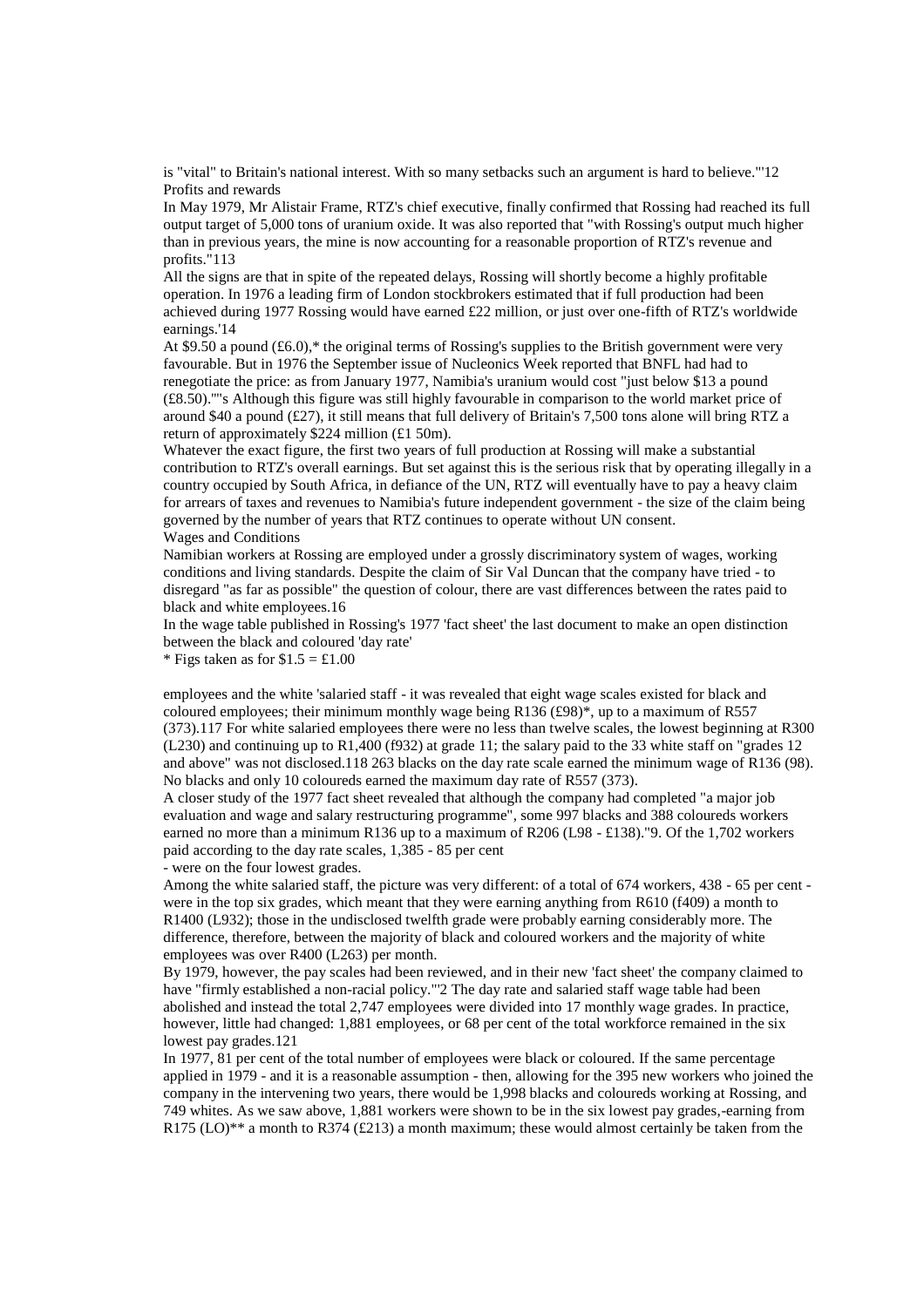is "vital" to Britain's national interest. With so many setbacks such an argument is hard to believe."'12

## Profits and rewards

In May 1979, Mr Alistair Frame, RTZ's chief executive, finally confirmed that Rossing had reached its full output target of 5,000 tons of uranium oxide. It was also reported that "with Rossing's output much higher than in previous years, the mine is now accounting for a reasonable proportion of RTZ's revenue and profits."113

All the signs are that in spite of the repeated delays, Rossing will shortly become a highly profitable operation. In 1976 a leading firm of London stockbrokers estimated that if full production had been achieved during 1977 Rossing would have earned £22 million, or just over one-fifth of RTZ's worldwide earnings.'14

At $9.50 a pound (£6.0),* the original terms of Rossing's supplies to the British government were very favourable. But in 1976 the September issue of Nucleonics Week reported that BNFL had had to renegotiate the price: as from January 1977, Namibia's uranium would cost "just below $13 a pound (£8.50).""s Although this figure was still highly favourable in comparison to the world market price of around $40 a pound (£27), it still means that full delivery of Britain's 7,500 tons alone will bring RTZ a return of approximately $224 million (£1 50m).

Whatever the exact figure, the first two years of full production at Rossing will make a substantial contribution to RTZ's overall earnings. But set against this is the serious risk that by operating illegally in a country occupied by South Africa, in defiance of the UN, RTZ will eventually have to pay a heavy claim for arrears of taxes and revenues to Namibia's future independent government - the size of the claim being governed by the number of years that RTZ continues to operate without UN consent.

## Wages and Conditions

Namibian workers at Rossing are employed under a grossly discriminatory system of wages, working conditions and living standards. Despite the claim of Sir Val Duncan that the company have tried - to disregard "as far as possible" the question of colour, there are vast differences between the rates paid to black and white employees.16

In the wage table published in Rossing's 1977 'fact sheet' the last document to make an open distinction between the black and coloured 'day rate'

\* Figs taken as for $1.5 = £1.00

employees and the white 'salaried staff - it was revealed that eight wage scales existed for black and coloured employees; their minimum monthly wage being R136 (£98)*, up to a maximum of R557 (373).117 For white salaried employees there were no less than twelve scales, the lowest beginning at R300 (L230) and continuing up to R1,400 (f932) at grade 11; the salary paid to the 33 white staff on "grades 12 and above" was not disclosed.118 263 blacks on the day rate scale earned the minimum wage of R136 (98). No blacks and only 10 coloureds earned the maximum day rate of R557 (373).

A closer study of the 1977 fact sheet revealed that although the company had completed "a major job evaluation and wage and salary restructuring programme", some 997 blacks and 388 coloureds workers earned no more than a minimum R136 up to a maximum of R206 (L98 - £138)."9. Of the 1,702 workers paid according to the day rate scales, 1,385 - 85 per cent - were on the four lowest grades.

Among the white salaried staff, the picture was very different: of a total of 674 workers, 438 - 65 per cent - were in the top six grades, which meant that they were earning anything from R610 (f409) a month to R1400 (L932); those in the undisclosed twelfth grade were probably earning considerably more. The difference, therefore, between the majority of black and coloured workers and the majority of white employees was over R400 (L263) per month.

By 1979, however, the pay scales had been reviewed, and in their new 'fact sheet' the company claimed to have "firmly established a non-racial policy."'2 The day rate and salaried staff wage table had been abolished and instead the total 2,747 employees were divided into 17 monthly wage grades. In practice, however, little had changed: 1,881 employees, or 68 per cent of the total workforce remained in the six lowest pay grades.121

In 1977, 81 per cent of the total number of employees were black or coloured. If the same percentage applied in 1979 - and it is a reasonable assumption - then, allowing for the 395 new workers who joined the company in the intervening two years, there would be 1,998 blacks and coloureds working at Rossing, and 749 whites. As we saw above, 1,881 workers were shown to be in the six lowest pay grades,-earning from R175 (LO)** a month to R374 (£213) a month maximum; these would almost certainly be taken from the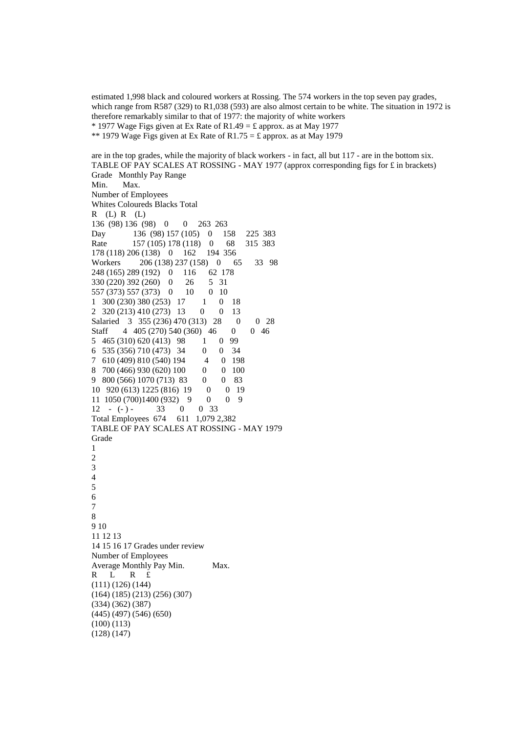estimated 1,998 black and coloured workers at Rossing. The 574 workers in the top seven pay grades, which range from R587 (329) to R1,038 (593) are also almost certain to be white. The situation in 1972 is therefore remarkably similar to that of 1977: the majority of white workers

* 1977 Wage Figs given at Ex Rate of R1.49 = £ approx. as at May 1977

** 1979 Wage Figs given at Ex Rate of R1.75 = £ approx. as at May 1979

are in the top grades, while the majority of black workers - in fact, all but 117 - are in the bottom six.

TABLE OF PAY SCALES AT ROSSING - MAY 1977 (approx corresponding figs for £ in brackets)

| | Grade | Monthly Pay Range Min. R (L) | Max. R (L) | Whites | Coloureds | Blacks | Total |
|---|---|---|---|---|---|---|---|
| | | 136 (98) | 136 (98) | 0 | 0 | 263 | 263 |
| Day | | 136 (98) | 157 (105) | 0 | 158 | 225 | 383 |
| Rate | | 157 (105) | 178 (118) | 0 | 68 | 315 | 383 |
| | | 178 (118) | 206 (138) | 0 | 162 | 194 | 356 |
| Workers | | 206 (138) | 237 (158) | 0 | 65 | 33 | 98 |
| | | 248 (165) | 289 (192) | 0 | 116 | 62 | 178 |
| | | 330 (220) | 392 (260) | 0 | 26 | 5 | 31 |
| | | 557 (373) | 557 (373) | 0 | 10 | 0 | 10 |
| | 1 | 300 (230) | 380 (253) | 17 | 1 | 0 | 18 |
| | 2 | 320 (213) | 410 (273) | 13 | 0 | 0 | 13 |
| Salaried | 3 | 355 (236) | 470 (313) | 28 | 0 | 0 | 28 |
| Staff | 4 | 405 (270) | 540 (360) | 46 | 0 | 0 | 46 |
| | 5 | 465 (310) | 620 (413) | 98 | 1 | 0 | 99 |
| | 6 | 535 (356) | 710 (473) | 34 | 0 | 0 | 34 |
| | 7 | 610 (409) | 810 (540) | 194 | 4 | 0 | 198 |
| | 8 | 700 (466) | 930 (620) | 100 | 0 | 0 | 100 |
| | 9 | 800 (566) | 1070 (713) | 83 | 0 | 0 | 83 |
| | 10 | 920 (613) | 1225 (816) | 19 | 0 | 0 | 19 |
| | 11 | 1050 (700) | 1400 (932) | 9 | 0 | 0 | 9 |
| | 12 | - (-) | - | 33 | 0 | 0 | 33 |
| Total Employees | | | | 674 | 611 | 1,079 | 2,382 |

TABLE OF PAY SCALES AT ROSSING - MAY 1979

Grade

1
2
3
4
5
6
7
8
9 10
11 12 13
14 15 16 17 Grades under review

Number of Employees

Average Monthly Pay Min. Max.

R L R £

(111) (126) (144)
(164) (185) (213) (256) (307)
(334) (362) (387)
(445) (497) (546) (650)
(100) (113)
(128) (147)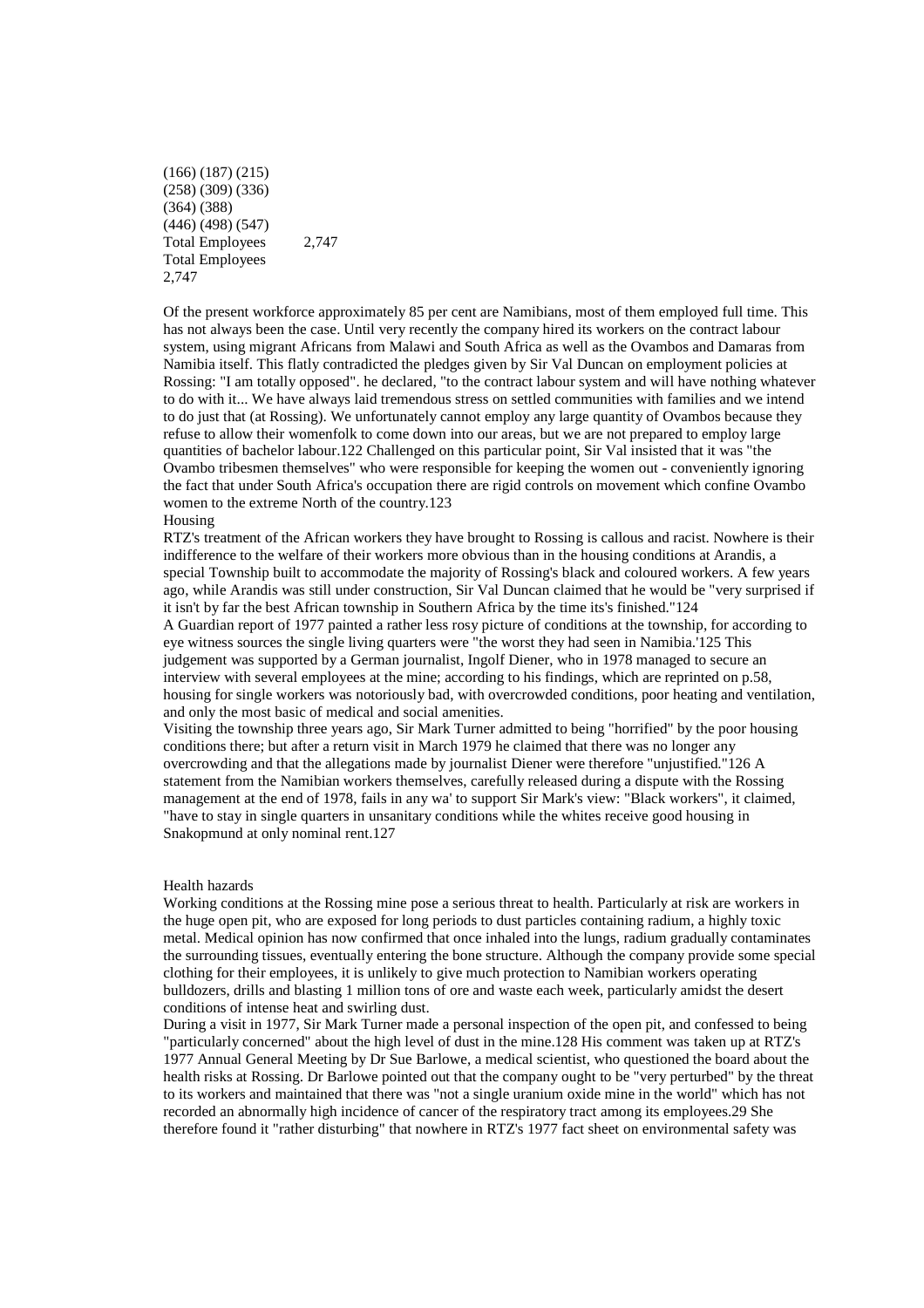(166) (187) (215)
(258) (309) (336)
(364) (388)
(446) (498) (547)
Total Employees 2,747
Total Employees
2,747

Of the present workforce approximately 85 per cent are Namibians, most of them employed full time. This has not always been the case. Until very recently the company hired its workers on the contract labour system, using migrant Africans from Malawi and South Africa as well as the Ovambos and Damaras from Namibia itself. This flatly contradicted the pledges given by Sir Val Duncan on employment policies at Rossing: "I am totally opposed". he declared, "to the contract labour system and will have nothing whatever to do with it... We have always laid tremendous stress on settled communities with families and we intend to do just that (at Rossing). We unfortunately cannot employ any large quantity of Ovambos because they refuse to allow their womenfolk to come down into our areas, but we are not prepared to employ large quantities of bachelor labour.122 Challenged on this particular point, Sir Val insisted that it was "the Ovambo tribesmen themselves" who were responsible for keeping the women out - conveniently ignoring the fact that under South Africa's occupation there are rigid controls on movement which confine Ovambo women to the extreme North of the country.123

## Housing

RTZ's treatment of the African workers they have brought to Rossing is callous and racist. Nowhere is their indifference to the welfare of their workers more obvious than in the housing conditions at Arandis, a special Township built to accommodate the majority of Rossing's black and coloured workers. A few years ago, while Arandis was still under construction, Sir Val Duncan claimed that he would be "very surprised if it isn't by far the best African township in Southern Africa by the time its's finished."124

A Guardian report of 1977 painted a rather less rosy picture of conditions at the township, for according to eye witness sources the single living quarters were "the worst they had seen in Namibia.'125 This judgement was supported by a German journalist, Ingolf Diener, who in 1978 managed to secure an interview with several employees at the mine; according to his findings, which are reprinted on p.58, housing for single workers was notoriously bad, with overcrowded conditions, poor heating and ventilation, and only the most basic of medical and social amenities.

Visiting the township three years ago, Sir Mark Turner admitted to being "horrified" by the poor housing conditions there; but after a return visit in March 1979 he claimed that there was no longer any overcrowding and that the allegations made by journalist Diener were therefore "unjustified."126 A statement from the Namibian workers themselves, carefully released during a dispute with the Rossing management at the end of 1978, fails in any wa' to support Sir Mark's view: "Black workers", it claimed, "have to stay in single quarters in unsanitary conditions while the whites receive good housing in Snakopmund at only nominal rent.127

## Health hazards

Working conditions at the Rossing mine pose a serious threat to health. Particularly at risk are workers in the huge open pit, who are exposed for long periods to dust particles containing radium, a highly toxic metal. Medical opinion has now confirmed that once inhaled into the lungs, radium gradually contaminates the surrounding tissues, eventually entering the bone structure. Although the company provide some special clothing for their employees, it is unlikely to give much protection to Namibian workers operating bulldozers, drills and blasting 1 million tons of ore and waste each week, particularly amidst the desert conditions of intense heat and swirling dust.

During a visit in 1977, Sir Mark Turner made a personal inspection of the open pit, and confessed to being "particularly concerned" about the high level of dust in the mine.128 His comment was taken up at RTZ's 1977 Annual General Meeting by Dr Sue Barlowe, a medical scientist, who questioned the board about the health risks at Rossing. Dr Barlowe pointed out that the company ought to be "very perturbed" by the threat to its workers and maintained that there was "not a single uranium oxide mine in the world" which has not recorded an abnormally high incidence of cancer of the respiratory tract among its employees.29 She therefore found it "rather disturbing" that nowhere in RTZ's 1977 fact sheet on environmental safety was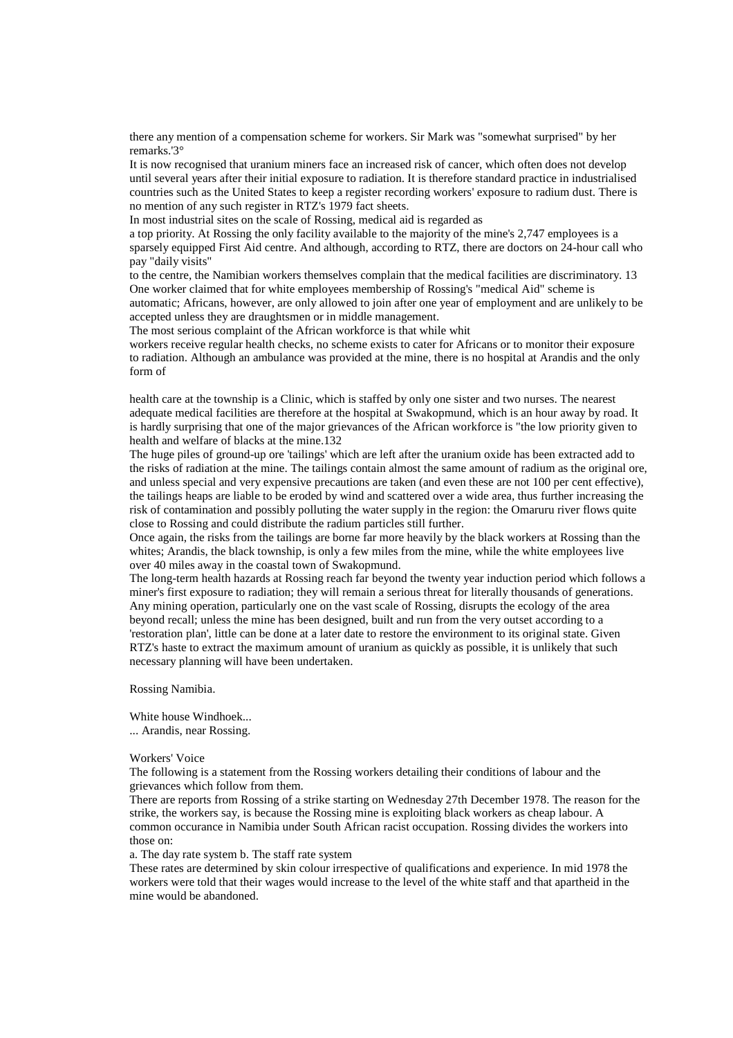there any mention of a compensation scheme for workers. Sir Mark was "somewhat surprised" by her remarks.'3°

It is now recognised that uranium miners face an increased risk of cancer, which often does not develop until several years after their initial exposure to radiation. It is therefore standard practice in industrialised countries such as the United States to keep a register recording workers' exposure to radium dust. There is no mention of any such register in RTZ's 1979 fact sheets.

In most industrial sites on the scale of Rossing, medical aid is regarded as a top priority. At Rossing the only facility available to the majority of the mine's 2,747 employees is a sparsely equipped First Aid centre. And although, according to RTZ, there are doctors on 24-hour call who pay "daily visits" to the centre, the Namibian workers themselves complain that the medical facilities are discriminatory. 13 One worker claimed that for white employees membership of Rossing's "medical Aid" scheme is automatic; Africans, however, are only allowed to join after one year of employment and are unlikely to be accepted unless they are draughtsmen or in middle management.

The most serious complaint of the African workforce is that while whit workers receive regular health checks, no scheme exists to cater for Africans or to monitor their exposure to radiation. Although an ambulance was provided at the mine, there is no hospital at Arandis and the only form of health care at the township is a Clinic, which is staffed by only one sister and two nurses. The nearest adequate medical facilities are therefore at the hospital at Swakopmund, which is an hour away by road. It is hardly surprising that one of the major grievances of the African workforce is "the low priority given to health and welfare of blacks at the mine.132

The huge piles of ground-up ore 'tailings' which are left after the uranium oxide has been extracted add to the risks of radiation at the mine. The tailings contain almost the same amount of radium as the original ore, and unless special and very expensive precautions are taken (and even these are not 100 per cent effective), the tailings heaps are liable to be eroded by wind and scattered over a wide area, thus further increasing the risk of contamination and possibly polluting the water supply in the region: the Omaruru river flows quite close to Rossing and could distribute the radium particles still further.

Once again, the risks from the tailings are borne far more heavily by the black workers at Rossing than the whites; Arandis, the black township, is only a few miles from the mine, while the white employees live over 40 miles away in the coastal town of Swakopmund.

The long-term health hazards at Rossing reach far beyond the twenty year induction period which follows a miner's first exposure to radiation; they will remain a serious threat for literally thousands of generations. Any mining operation, particularly one on the vast scale of Rossing, disrupts the ecology of the area beyond recall; unless the mine has been designed, built and run from the very outset according to a 'restoration plan', little can be done at a later date to restore the environment to its original state. Given RTZ's haste to extract the maximum amount of uranium as quickly as possible, it is unlikely that such necessary planning will have been undertaken.

Rossing Namibia.

White house Windhoek...
... Arandis, near Rossing.

## Workers' Voice

The following is a statement from the Rossing workers detailing their conditions of labour and the grievances which follow from them.

There are reports from Rossing of a strike starting on Wednesday 27th December 1978. The reason for the strike, the workers say, is because the Rossing mine is exploiting black workers as cheap labour. A common occurance in Namibia under South African racist occupation. Rossing divides the workers into those on:

a. The day rate system b. The staff rate system

These rates are determined by skin colour irrespective of qualifications and experience. In mid 1978 the workers were told that their wages would increase to the level of the white staff and that apartheid in the mine would be abandoned.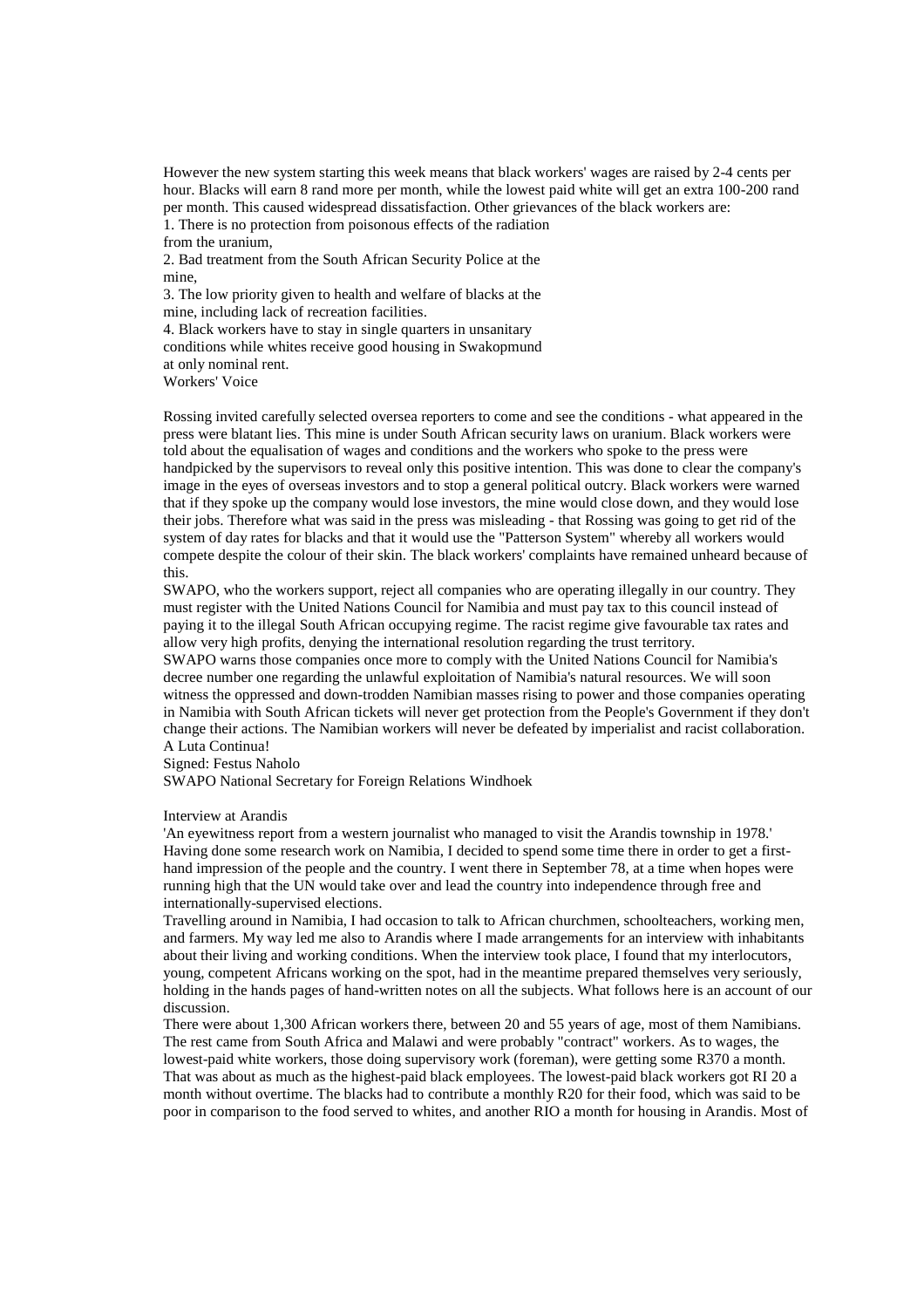However the new system starting this week means that black workers' wages are raised by 2-4 cents per hour. Blacks will earn 8 rand more per month, while the lowest paid white will get an extra 100-200 rand per month. This caused widespread dissatisfaction. Other grievances of the black workers are:

1. There is no protection from poisonous effects of the radiation from the uranium,
2. Bad treatment from the South African Security Police at the mine,
3. The low priority given to health and welfare of blacks at the mine, including lack of recreation facilities.
4. Black workers have to stay in single quarters in unsanitary conditions while whites receive good housing in Swakopmund at only nominal rent.

Workers' Voice

Rossing invited carefully selected oversea reporters to come and see the conditions - what appeared in the press were blatant lies. This mine is under South African security laws on uranium. Black workers were told about the equalisation of wages and conditions and the workers who spoke to the press were handpicked by the supervisors to reveal only this positive intention. This was done to clear the company's image in the eyes of overseas investors and to stop a general political outcry. Black workers were warned that if they spoke up the company would lose investors, the mine would close down, and they would lose their jobs. Therefore what was said in the press was misleading - that Rossing was going to get rid of the system of day rates for blacks and that it would use the "Patterson System" whereby all workers would compete despite the colour of their skin. The black workers' complaints have remained unheard because of this.

SWAPO, who the workers support, reject all companies who are operating illegally in our country. They must register with the United Nations Council for Namibia and must pay tax to this council instead of paying it to the illegal South African occupying regime. The racist regime give favourable tax rates and allow very high profits, denying the international resolution regarding the trust territory.

SWAPO warns those companies once more to comply with the United Nations Council for Namibia's decree number one regarding the unlawful exploitation of Namibia's natural resources. We will soon witness the oppressed and down-trodden Namibian masses rising to power and those companies operating in Namibia with South African tickets will never get protection from the People's Government if they don't change their actions. The Namibian workers will never be defeated by imperialist and racist collaboration. A Luta Continua!

Signed: Festus Naholo

SWAPO National Secretary for Foreign Relations Windhoek

Interview at Arandis

'An eyewitness report from a western journalist who managed to visit the Arandis township in 1978.' Having done some research work on Namibia, I decided to spend some time there in order to get a first-hand impression of the people and the country. I went there in September 78, at a time when hopes were running high that the UN would take over and lead the country into independence through free and internationally-supervised elections.

Travelling around in Namibia, I had occasion to talk to African churchmen, schoolteachers, working men, and farmers. My way led me also to Arandis where I made arrangements for an interview with inhabitants about their living and working conditions. When the interview took place, I found that my interlocutors, young, competent Africans working on the spot, had in the meantime prepared themselves very seriously, holding in the hands pages of hand-written notes on all the subjects. What follows here is an account of our discussion.

There were about 1,300 African workers there, between 20 and 55 years of age, most of them Namibians. The rest came from South Africa and Malawi and were probably "contract" workers. As to wages, the lowest-paid white workers, those doing supervisory work (foreman), were getting some R370 a month. That was about as much as the highest-paid black employees. The lowest-paid black workers got RI 20 a month without overtime. The blacks had to contribute a monthly R20 for their food, which was said to be poor in comparison to the food served to whites, and another RIO a month for housing in Arandis. Most of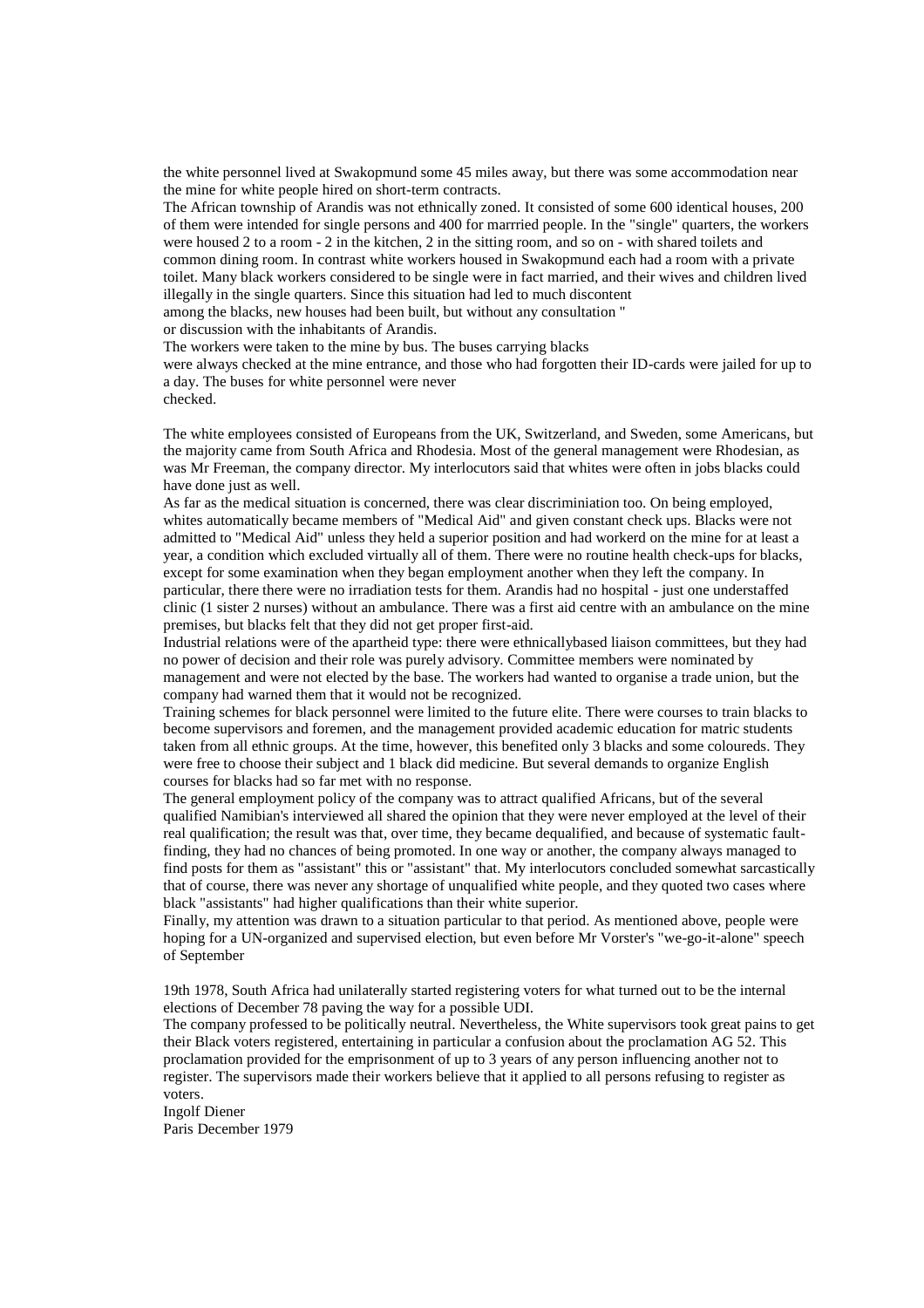the white personnel lived at Swakopmund some 45 miles away, but there was some accommodation near the mine for white people hired on short-term contracts.

The African township of Arandis was not ethnically zoned. It consisted of some 600 identical houses, 200 of them were intended for single persons and 400 for marrried people. In the "single" quarters, the workers were housed 2 to a room - 2 in the kitchen, 2 in the sitting room, and so on - with shared toilets and common dining room. In contrast white workers housed in Swakopmund each had a room with a private toilet. Many black workers considered to be single were in fact married, and their wives and children lived illegally in the single quarters. Since this situation had led to much discontent among the blacks, new houses had been built, but without any consultation " or discussion with the inhabitants of Arandis.

The workers were taken to the mine by bus. The buses carrying blacks were always checked at the mine entrance, and those who had forgotten their ID-cards were jailed for up to a day. The buses for white personnel were never checked.

The white employees consisted of Europeans from the UK, Switzerland, and Sweden, some Americans, but the majority came from South Africa and Rhodesia. Most of the general management were Rhodesian, as was Mr Freeman, the company director. My interlocutors said that whites were often in jobs blacks could have done just as well.

As far as the medical situation is concerned, there was clear discriminiation too. On being employed, whites automatically became members of "Medical Aid" and given constant check ups. Blacks were not admitted to "Medical Aid" unless they held a superior position and had workerd on the mine for at least a year, a condition which excluded virtually all of them. There were no routine health check-ups for blacks, except for some examination when they began employment another when they left the company. In particular, there there were no irradiation tests for them. Arandis had no hospital - just one understaffed clinic (1 sister 2 nurses) without an ambulance. There was a first aid centre with an ambulance on the mine premises, but blacks felt that they did not get proper first-aid.

Industrial relations were of the apartheid type: there were ethnicallybased liaison committees, but they had no power of decision and their role was purely advisory. Committee members were nominated by management and were not elected by the base. The workers had wanted to organise a trade union, but the company had warned them that it would not be recognized.

Training schemes for black personnel were limited to the future elite. There were courses to train blacks to become supervisors and foremen, and the management provided academic education for matric students taken from all ethnic groups. At the time, however, this benefited only 3 blacks and some coloureds. They were free to choose their subject and 1 black did medicine. But several demands to organize English courses for blacks had so far met with no response.

The general employment policy of the company was to attract qualified Africans, but of the several qualified Namibian's interviewed all shared the opinion that they were never employed at the level of their real qualification; the result was that, over time, they became dequalified, and because of systematic fault-finding, they had no chances of being promoted. In one way or another, the company always managed to find posts for them as "assistant" this or "assistant" that. My interlocutors concluded somewhat sarcastically that of course, there was never any shortage of unqualified white people, and they quoted two cases where black "assistants" had higher qualifications than their white superior.

Finally, my attention was drawn to a situation particular to that period. As mentioned above, people were hoping for a UN-organized and supervised election, but even before Mr Vorster's "we-go-it-alone" speech of September

19th 1978, South Africa had unilaterally started registering voters for what turned out to be the internal elections of December 78 paving the way for a possible UDI.

The company professed to be politically neutral. Nevertheless, the White supervisors took great pains to get their Black voters registered, entertaining in particular a confusion about the proclamation AG 52. This proclamation provided for the emprisonment of up to 3 years of any person influencing another not to register. The supervisors made their workers believe that it applied to all persons refusing to register as voters.

Ingolf Diener
Paris December 1979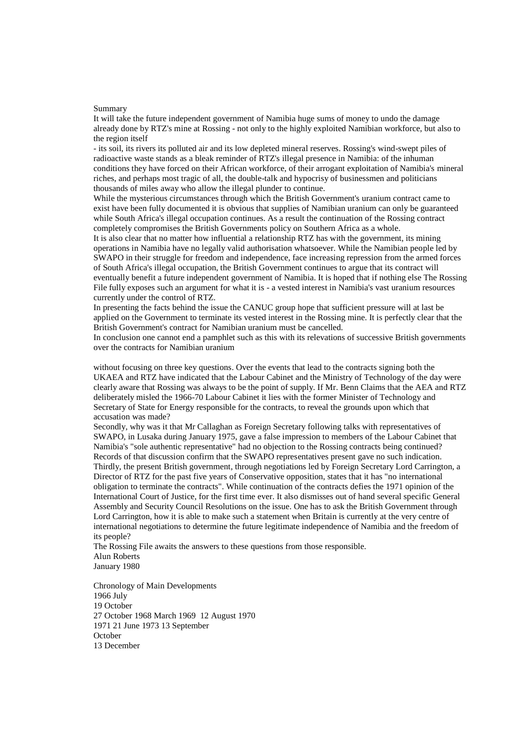## Summary

It will take the future independent government of Namibia huge sums of money to undo the damage already done by RTZ's mine at Rossing - not only to the highly exploited Namibian workforce, but also to the region itself

- its soil, its rivers its polluted air and its low depleted mineral reserves. Rossing's wind-swept piles of radioactive waste stands as a bleak reminder of RTZ's illegal presence in Namibia: of the inhuman conditions they have forced on their African workforce, of their arrogant exploitation of Namibia's mineral riches, and perhaps most tragic of all, the double-talk and hypocrisy of businessmen and politicians thousands of miles away who allow the illegal plunder to continue.

While the mysterious circumstances through which the British Government's uranium contract came to exist have been fully documented it is obvious that supplies of Namibian uranium can only be guaranteed while South Africa's illegal occupation continues. As a result the continuation of the Rossing contract completely compromises the British Governments policy on Southern Africa as a whole.

It is also clear that no matter how influential a relationship RTZ has with the government, its mining operations in Namibia have no legally valid authorisation whatsoever. While the Namibian people led by SWAPO in their struggle for freedom and independence, face increasing repression from the armed forces of South Africa's illegal occupation, the British Government continues to argue that its contract will eventually benefit a future independent government of Namibia. It is hoped that if nothing else The Rossing File fully exposes such an argument for what it is - a vested interest in Namibia's vast uranium resources currently under the control of RTZ.

In presenting the facts behind the issue the CANUC group hope that sufficient pressure will at last be applied on the Government to terminate its vested interest in the Rossing mine. It is perfectly clear that the British Government's contract for Namibian uranium must be cancelled.

In conclusion one cannot end a pamphlet such as this with its relevations of successive British governments over the contracts for Namibian uranium

without focusing on three key questions. Over the events that lead to the contracts signing both the UKAEA and RTZ have indicated that the Labour Cabinet and the Ministry of Technology of the day were clearly aware that Rossing was always to be the point of supply. If Mr. Benn Claims that the AEA and RTZ deliberately misled the 1966-70 Labour Cabinet it lies with the former Minister of Technology and Secretary of State for Energy responsible for the contracts, to reveal the grounds upon which that accusation was made?

Secondly, why was it that Mr Callaghan as Foreign Secretary following talks with representatives of SWAPO, in Lusaka during January 1975, gave a false impression to members of the Labour Cabinet that Namibia's "sole authentic representative" had no objection to the Rossing contracts being continued? Records of that discussion confirm that the SWAPO representatives present gave no such indication.

Thirdly, the present British government, through negotiations led by Foreign Secretary Lord Carrington, a Director of RTZ for the past five years of Conservative opposition, states that it has "no international obligation to terminate the contracts". While continuation of the contracts defies the 1971 opinion of the International Court of Justice, for the first time ever. It also dismisses out of hand several specific General Assembly and Security Council Resolutions on the issue. One has to ask the British Government through Lord Carrington, how it is able to make such a statement when Britain is currently at the very centre of international negotiations to determine the future legitimate independence of Namibia and the freedom of its people?

The Rossing File awaits the answers to these questions from those responsible.

Alun Roberts
January 1980

## Chronology of Main Developments

1966 July
19 October
27 October 1968 March 1969 12 August 1970
1971 21 June 1973 13 September
October
13 December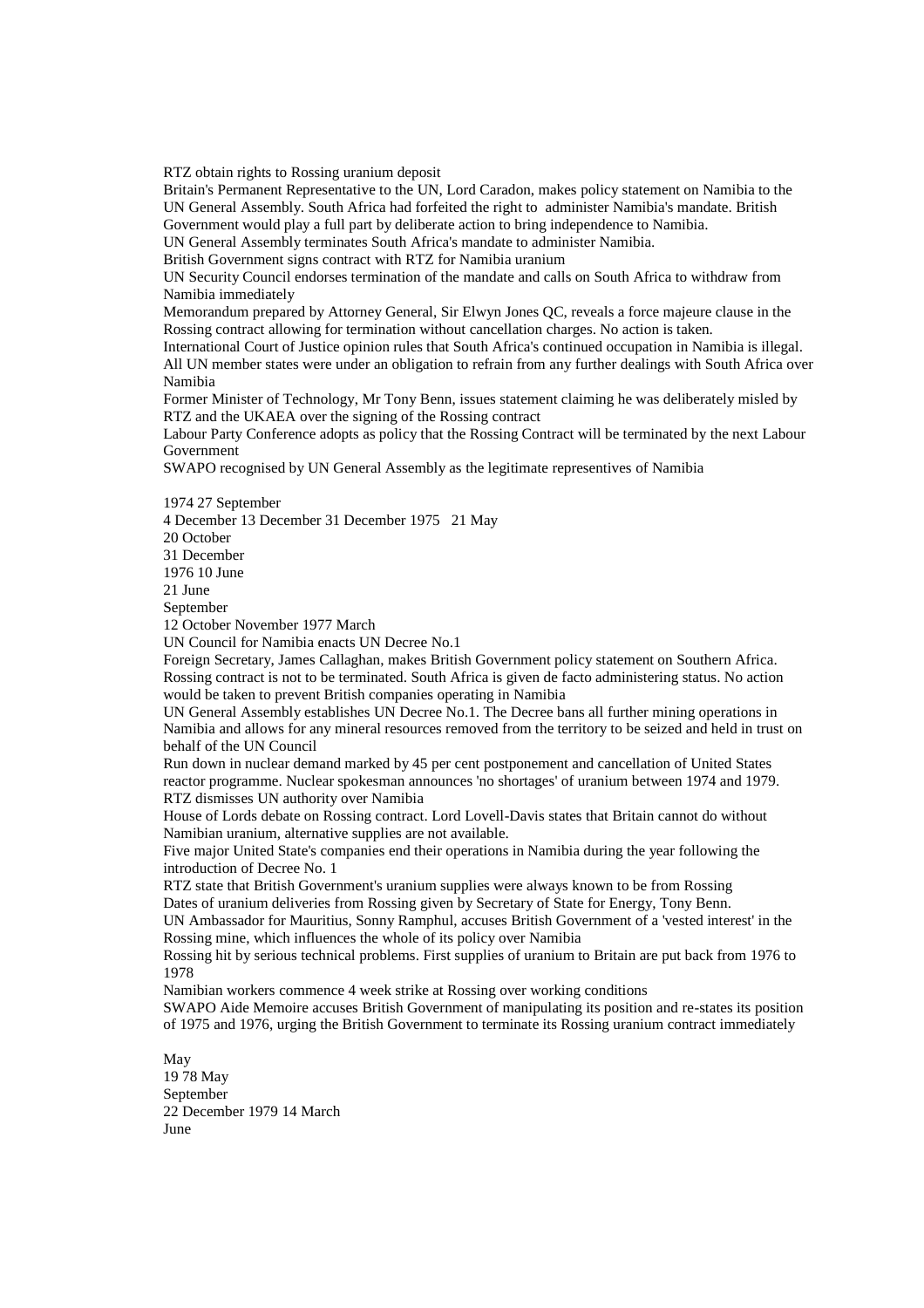RTZ obtain rights to Rossing uranium deposit

Britain's Permanent Representative to the UN, Lord Caradon, makes policy statement on Namibia to the UN General Assembly. South Africa had forfeited the right to administer Namibia's mandate. British Government would play a full part by deliberate action to bring independence to Namibia.

UN General Assembly terminates South Africa's mandate to administer Namibia.

British Government signs contract with RTZ for Namibia uranium

UN Security Council endorses termination of the mandate and calls on South Africa to withdraw from Namibia immediately

Memorandum prepared by Attorney General, Sir Elwyn Jones QC, reveals a force majeure clause in the Rossing contract allowing for termination without cancellation charges. No action is taken.

International Court of Justice opinion rules that South Africa's continued occupation in Namibia is illegal. All UN member states were under an obligation to refrain from any further dealings with South Africa over Namibia

Former Minister of Technology, Mr Tony Benn, issues statement claiming he was deliberately misled by RTZ and the UKAEA over the signing of the Rossing contract

Labour Party Conference adopts as policy that the Rossing Contract will be terminated by the next Labour Government

SWAPO recognised by UN General Assembly as the legitimate representives of Namibia

1974 27 September
4 December 13 December 31 December 1975 21 May
20 October
31 December
1976 10 June
21 June
September
12 October November 1977 March

UN Council for Namibia enacts UN Decree No.1

Foreign Secretary, James Callaghan, makes British Government policy statement on Southern Africa. Rossing contract is not to be terminated. South Africa is given de facto administering status. No action would be taken to prevent British companies operating in Namibia

UN General Assembly establishes UN Decree No.1. The Decree bans all further mining operations in Namibia and allows for any mineral resources removed from the territory to be seized and held in trust on behalf of the UN Council

Run down in nuclear demand marked by 45 per cent postponement and cancellation of United States reactor programme. Nuclear spokesman announces 'no shortages' of uranium between 1974 and 1979.

RTZ dismisses UN authority over Namibia

House of Lords debate on Rossing contract. Lord Lovell-Davis states that Britain cannot do without Namibian uranium, alternative supplies are not available.

Five major United State's companies end their operations in Namibia during the year following the introduction of Decree No. 1

RTZ state that British Government's uranium supplies were always known to be from Rossing

Dates of uranium deliveries from Rossing given by Secretary of State for Energy, Tony Benn.

UN Ambassador for Mauritius, Sonny Ramphul, accuses British Government of a 'vested interest' in the Rossing mine, which influences the whole of its policy over Namibia

Rossing hit by serious technical problems. First supplies of uranium to Britain are put back from 1976 to 1978

Namibian workers commence 4 week strike at Rossing over working conditions

SWAPO Aide Memoire accuses British Government of manipulating its position and re-states its position of 1975 and 1976, urging the British Government to terminate its Rossing uranium contract immediately

May
19 78 May
September
22 December 1979 14 March
June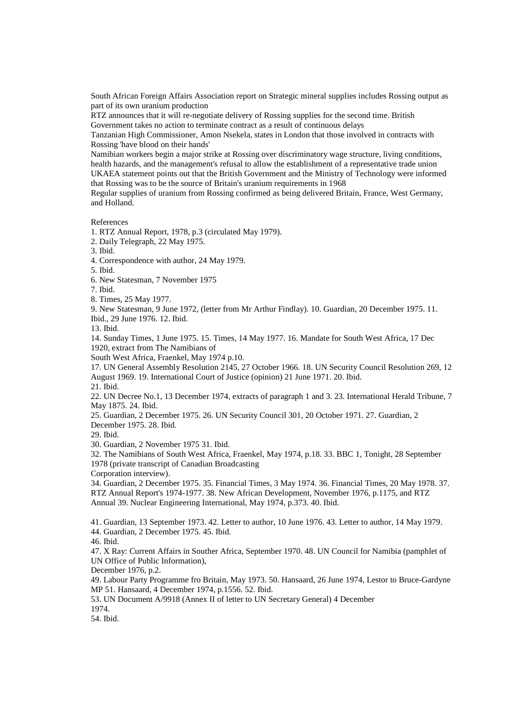South African Foreign Affairs Association report on Strategic mineral supplies includes Rossing output as part of its own uranium production

RTZ announces that it will re-negotiate delivery of Rossing supplies for the second time. British Government takes no action to terminate contract as a result of continuous delays

Tanzanian High Commissioner, Amon Nsekela, states in London that those involved in contracts with Rossing 'have blood on their hands'

Namibian workers begin a major strike at Rossing over discriminatory wage structure, living conditions, health hazards, and the management's refusal to allow the establishment of a representative trade union

UKAEA statement points out that the British Government and the Ministry of Technology were informed that Rossing was to be the source of Britain's uranium requirements in 1968

Regular supplies of uranium from Rossing confirmed as being delivered Britain, France, West Germany, and Holland.

References

1. RTZ Annual Report, 1978, p.3 (circulated May 1979).
2. Daily Telegraph, 22 May 1975.
3. Ibid.
4. Correspondence with author, 24 May 1979.
5. Ibid.
6. New Statesman, 7 November 1975
7. Ibid.
8. Times, 25 May 1977.
9. New Statesman, 9 June 1972, (letter from Mr Arthur Findlay). 10. Guardian, 20 December 1975. 11. Ibid., 29 June 1976. 12. Ibid.
13. Ibid.
14. Sunday Times, 1 June 1975. 15. Times, 14 May 1977. 16. Mandate for South West Africa, 17 Dec 1920, extract from The Namibians of South West Africa, Fraenkel, May 1974 p.10.
17. UN General Assembly Resolution 2145, 27 October 1966. 18. UN Security Council Resolution 269, 12 August 1969. 19. International Court of Justice (opinion) 21 June 1971. 20. Ibid.
21. Ibid.
22. UN Decree No.1, 13 December 1974, extracts of paragraph 1 and 3. 23. International Herald Tribune, 7 May 1875. 24. Ibid.
25. Guardian, 2 December 1975. 26. UN Security Council 301, 20 October 1971. 27. Guardian, 2 December 1975. 28. Ibid.
29. Ibid.
30. Guardian, 2 November 1975 31. Ibid.
32. The Namibians of South West Africa, Fraenkel, May 1974, p.18. 33. BBC 1, Tonight, 28 September 1978 (private transcript of Canadian Broadcasting Corporation interview).
34. Guardian, 2 December 1975. 35. Financial Times, 3 May 1974. 36. Financial Times, 20 May 1978. 37. RTZ Annual Report's 1974-1977. 38. New African Development, November 1976, p.1175, and RTZ Annual 39. Nuclear Engineering International, May 1974, p.373. 40. Ibid.

41. Guardian, 13 September 1973. 42. Letter to author, 10 June 1976. 43. Letter to author, 14 May 1979.
44. Guardian, 2 December 1975. 45. Ibid.
46. Ibid.
47. X Ray: Current Affairs in Souther Africa, September 1970. 48. UN Council for Namibia (pamphlet of UN Office of Public Information), December 1976, p.2.
49. Labour Party Programme fro Britain, May 1973. 50. Hansaard, 26 June 1974, Lestor to Bruce-Gardyne MP 51. Hansaard, 4 December 1974, p.1556. 52. Ibid.
53. UN Document A/9918 (Annex II of letter to UN Secretary General) 4 December 1974.
54. Ibid.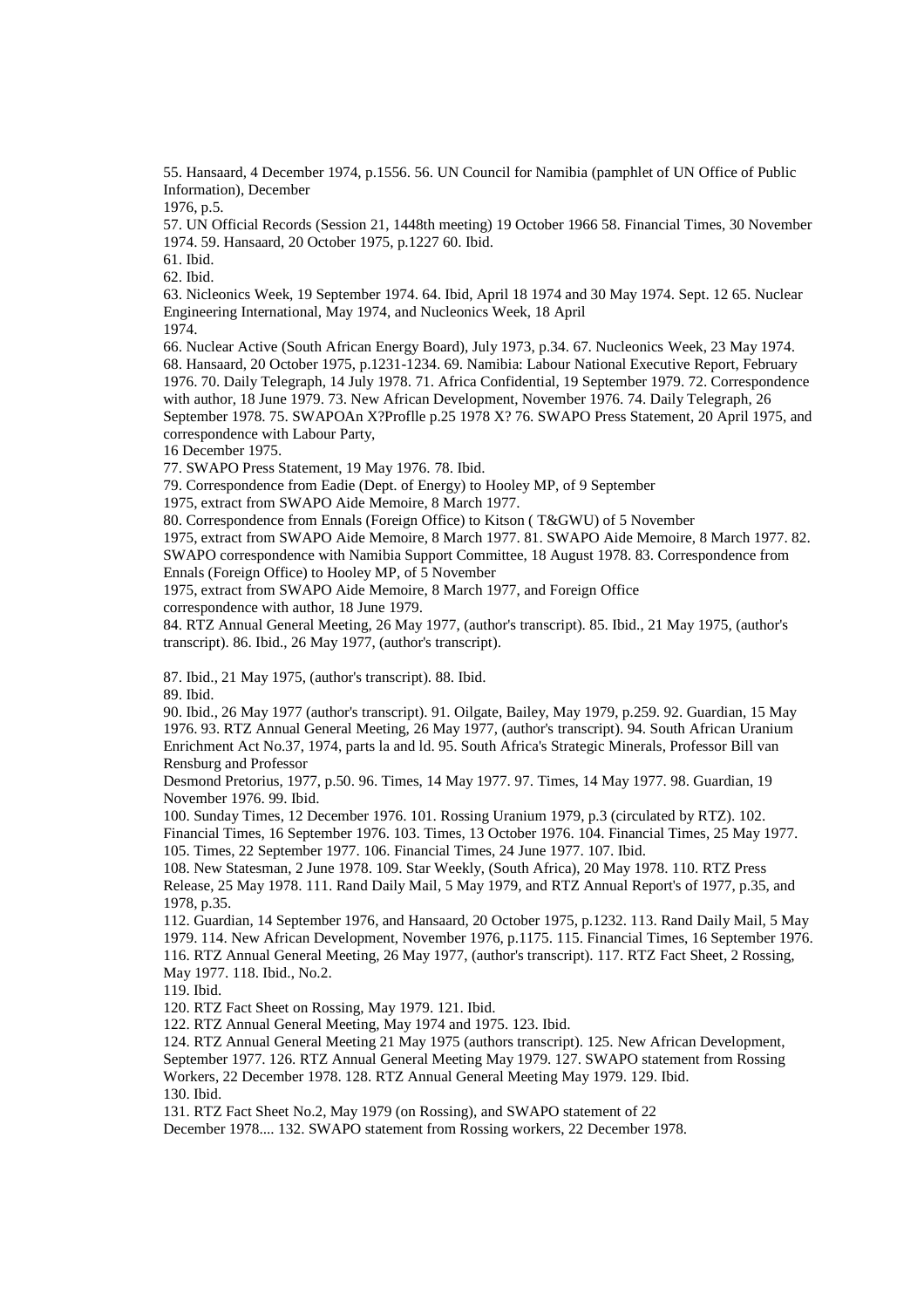55. Hansaard, 4 December 1974, p.1556. 56. UN Council for Namibia (pamphlet of UN Office of Public Information), December
1976, p.5.
57. UN Official Records (Session 21, 1448th meeting) 19 October 1966 58. Financial Times, 30 November 1974. 59. Hansaard, 20 October 1975, p.1227 60. Ibid.
61. Ibid.
62. Ibid.
63. Nicleonics Week, 19 September 1974. 64. Ibid, April 18 1974 and 30 May 1974. Sept. 12 65. Nuclear Engineering International, May 1974, and Nucleonics Week, 18 April
1974.
66. Nuclear Active (South African Energy Board), July 1973, p.34. 67. Nucleonics Week, 23 May 1974. 68. Hansaard, 20 October 1975, p.1231-1234. 69. Namibia: Labour National Executive Report, February 1976. 70. Daily Telegraph, 14 July 1978. 71. Africa Confidential, 19 September 1979. 72. Correspondence with author, 18 June 1979. 73. New African Development, November 1976. 74. Daily Telegraph, 26 September 1978. 75. SWAPOAn X?Proflle p.25 1978 X? 76. SWAPO Press Statement, 20 April 1975, and correspondence with Labour Party,
16 December 1975.
77. SWAPO Press Statement, 19 May 1976. 78. Ibid.
79. Correspondence from Eadie (Dept. of Energy) to Hooley MP, of 9 September
1975, extract from SWAPO Aide Memoire, 8 March 1977.
80. Correspondence from Ennals (Foreign Office) to Kitson ( T&GWU) of 5 November
1975, extract from SWAPO Aide Memoire, 8 March 1977. 81. SWAPO Aide Memoire, 8 March 1977. 82. SWAPO correspondence with Namibia Support Committee, 18 August 1978. 83. Correspondence from Ennals (Foreign Office) to Hooley MP, of 5 November
1975, extract from SWAPO Aide Memoire, 8 March 1977, and Foreign Office
correspondence with author, 18 June 1979.
84. RTZ Annual General Meeting, 26 May 1977, (author's transcript). 85. Ibid., 21 May 1975, (author's transcript). 86. Ibid., 26 May 1977, (author's transcript).

87. Ibid., 21 May 1975, (author's transcript). 88. Ibid.
89. Ibid.
90. Ibid., 26 May 1977 (author's transcript). 91. Oilgate, Bailey, May 1979, p.259. 92. Guardian, 15 May 1976. 93. RTZ Annual General Meeting, 26 May 1977, (author's transcript). 94. South African Uranium Enrichment Act No.37, 1974, parts la and ld. 95. South Africa's Strategic Minerals, Professor Bill van Rensburg and Professor
Desmond Pretorius, 1977, p.50. 96. Times, 14 May 1977. 97. Times, 14 May 1977. 98. Guardian, 19 November 1976. 99. Ibid.
100. Sunday Times, 12 December 1976. 101. Rossing Uranium 1979, p.3 (circulated by RTZ). 102. Financial Times, 16 September 1976. 103. Times, 13 October 1976. 104. Financial Times, 25 May 1977. 105. Times, 22 September 1977. 106. Financial Times, 24 June 1977. 107. Ibid.
108. New Statesman, 2 June 1978. 109. Star Weekly, (South Africa), 20 May 1978. 110. RTZ Press Release, 25 May 1978. 111. Rand Daily Mail, 5 May 1979, and RTZ Annual Report's of 1977, p.35, and 1978, p.35.
112. Guardian, 14 September 1976, and Hansaard, 20 October 1975, p.1232. 113. Rand Daily Mail, 5 May 1979. 114. New African Development, November 1976, p.1175. 115. Financial Times, 16 September 1976. 116. RTZ Annual General Meeting, 26 May 1977, (author's transcript). 117. RTZ Fact Sheet, 2 Rossing, May 1977. 118. Ibid., No.2.
119. Ibid.
120. RTZ Fact Sheet on Rossing, May 1979. 121. Ibid.
122. RTZ Annual General Meeting, May 1974 and 1975. 123. Ibid.
124. RTZ Annual General Meeting 21 May 1975 (authors transcript). 125. New African Development, September 1977. 126. RTZ Annual General Meeting May 1979. 127. SWAPO statement from Rossing Workers, 22 December 1978. 128. RTZ Annual General Meeting May 1979. 129. Ibid.
130. Ibid.
131. RTZ Fact Sheet No.2, May 1979 (on Rossing), and SWAPO statement of 22
December 1978.... 132. SWAPO statement from Rossing workers, 22 December 1978.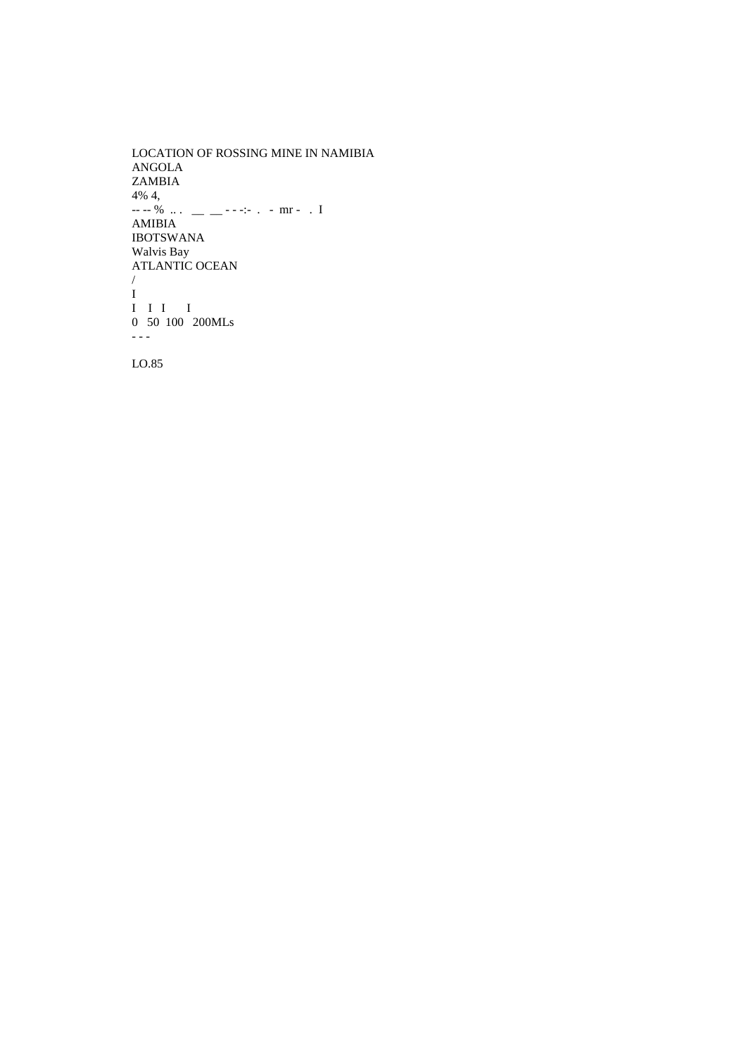LOCATION OF ROSSING MINE IN NAMIBIA

ANGOLA

ZAMBIA

4% 4,

-- -- % .. . __ __ - - -:- . - mr - . I

AMIBIA

IBOTSWANA

Walvis Bay

ATLANTIC OCEAN

/

I

I I I I

0 50 100 200MLs

- - -

LO.85